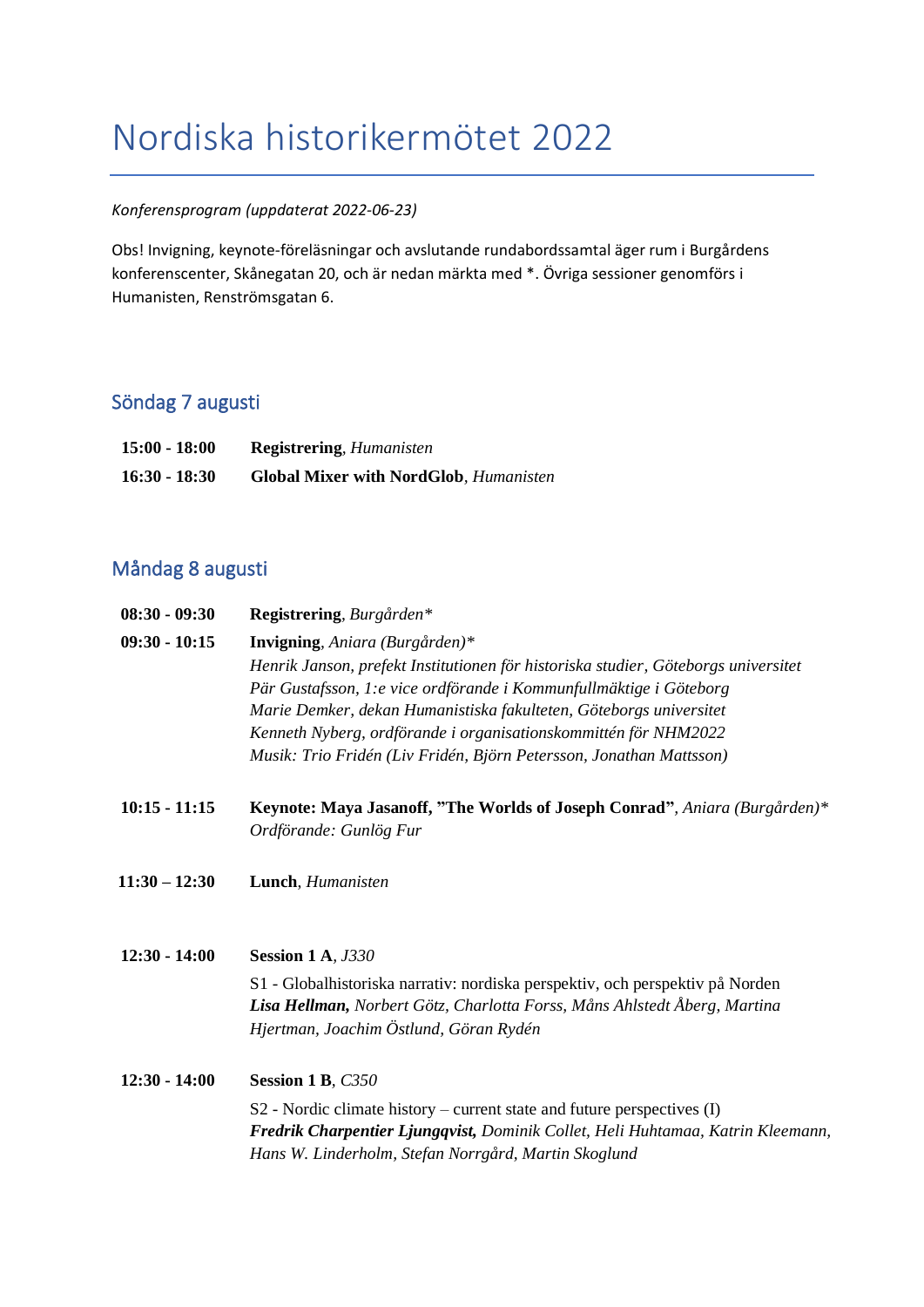# Nordiska historikermötet 2022

*Konferensprogram (uppdaterat 2022-06-23)*

Obs! Invigning, keynote-föreläsningar och avslutande rundabordssamtal äger rum i Burgårdens konferenscenter, Skånegatan 20, och är nedan märkta med *. Övriga sessioner genomförs i Humanisten, Renströmsgatan 6.

## Söndag 7 augusti

**15:00 - 18:00** **Registrering**, *Humanisten*

**16:30 - 18:30** **Global Mixer with NordGlob**, *Humanisten*

## Måndag 8 augusti

**08:30 - 09:30** **Registrering**, *Burgården**

**09:30 - 10:15** **Invigning**, *Aniara (Burgården)**
*Henrik Janson, prefekt Institutionen för historiska studier, Göteborgs universitet*
*Pär Gustafsson, 1:e vice ordförande i Kommunfullmäktige i Göteborg*
*Marie Demker, dekan Humanistiska fakulteten, Göteborgs universitet*
*Kenneth Nyberg, ordförande i organisationskommittén för NHM2022*
*Musik: Trio Fridén (Liv Fridén, Björn Petersson, Jonathan Mattsson)*

**10:15 - 11:15** **Keynote: Maya Jasanoff, "The Worlds of Joseph Conrad"**, *Aniara (Burgården)**
*Ordförande: Gunlög Fur*

**11:30 – 12:30** **Lunch**, *Humanisten*

**12:30 - 14:00** **Session 1 A**, *J330*

S1 - Globalhistoriska narrativ: nordiska perspektiv, och perspektiv på Norden
***Lisa Hellman,*** *Norbert Götz, Charlotta Forss, Måns Ahlstedt Åberg, Martina Hjertman, Joachim Östlund, Göran Rydén*

**12:30 - 14:00** **Session 1 B**, *C350*

S2 - Nordic climate history – current state and future perspectives (I)
***Fredrik Charpentier Ljungqvist,*** *Dominik Collet, Heli Huhtamaa, Katrin Kleemann, Hans W. Linderholm, Stefan Norrgård, Martin Skoglund*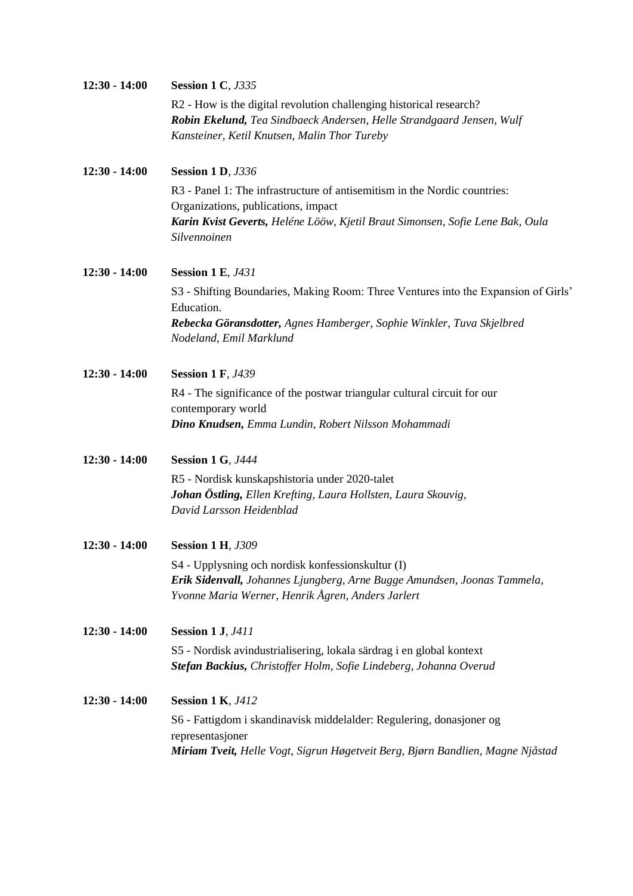**12:30 - 14:00** **Session 1 C**, *J335*

R2 - How is the digital revolution challenging historical research?
***Robin Ekelund,*** *Tea Sindbaeck Andersen, Helle Strandgaard Jensen, Wulf Kansteiner, Ketil Knutsen, Malin Thor Tureby*

**12:30 - 14:00** **Session 1 D**, *J336*

R3 - Panel 1: The infrastructure of antisemitism in the Nordic countries: Organizations, publications, impact
***Karin Kvist Geverts,*** *Heléne Lööw, Kjetil Braut Simonsen, Sofie Lene Bak, Oula Silvennoinen*

**12:30 - 14:00** **Session 1 E**, *J431*

S3 - Shifting Boundaries, Making Room: Three Ventures into the Expansion of Girls' Education.
***Rebecka Göransdotter,*** *Agnes Hamberger, Sophie Winkler, Tuva Skjelbred Nodeland, Emil Marklund*

**12:30 - 14:00** **Session 1 F**, *J439*

R4 - The significance of the postwar triangular cultural circuit for our contemporary world
***Dino Knudsen,*** *Emma Lundin, Robert Nilsson Mohammadi*

**12:30 - 14:00** **Session 1 G**, *J444*

R5 - Nordisk kunskapshistoria under 2020-talet
***Johan Östling,*** *Ellen Krefting, Laura Hollsten, Laura Skouvig, David Larsson Heidenblad*

**12:30 - 14:00** **Session 1 H**, *J309*

S4 - Upplysning och nordisk konfessionskultur (I)
***Erik Sidenvall,*** *Johannes Ljungberg, Arne Bugge Amundsen, Joonas Tammela, Yvonne Maria Werner, Henrik Ågren, Anders Jarlert*

**12:30 - 14:00** **Session 1 J**, *J411*

S5 - Nordisk avindustrialisering, lokala särdrag i en global kontext
***Stefan Backius,*** *Christoffer Holm, Sofie Lindeberg, Johanna Overud*

**12:30 - 14:00** **Session 1 K**, *J412*

S6 - Fattigdom i skandinavisk middelalder: Regulering, donasjoner og representasjoner
***Miriam Tveit,*** *Helle Vogt, Sigrun Høgetveit Berg, Bjørn Bandlien, Magne Njåstad*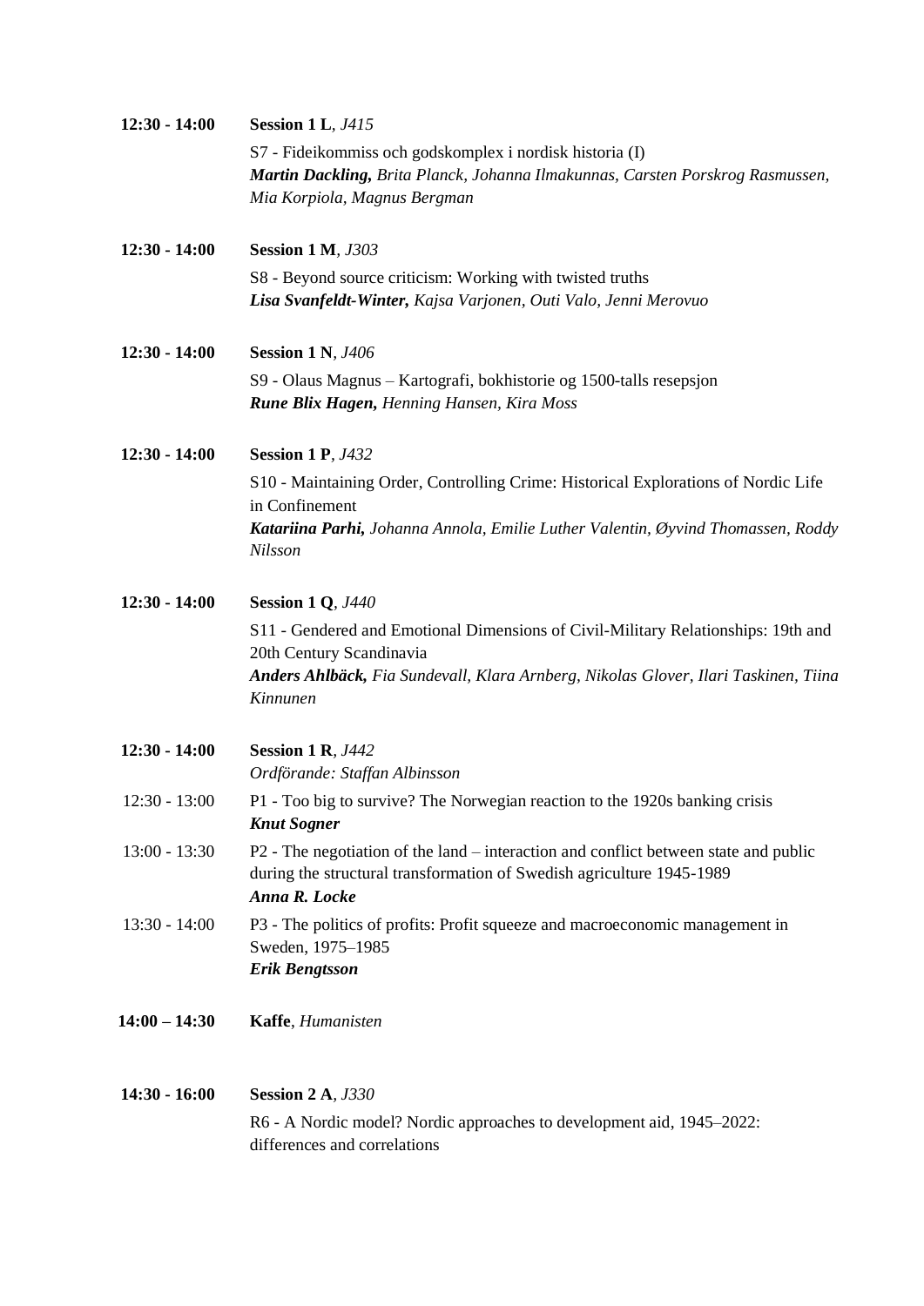**12:30 - 14:00** **Session 1 L**, *J415*

S7 - Fideikommiss och godskomplex i nordisk historia (I)
***Martin Dackling,*** *Brita Planck, Johanna Ilmakunnas, Carsten Porskrog Rasmussen, Mia Korpiola, Magnus Bergman*

**12:30 - 14:00** **Session 1 M**, *J303*

S8 - Beyond source criticism: Working with twisted truths
***Lisa Svanfeldt-Winter,*** *Kajsa Varjonen, Outi Valo, Jenni Merovuo*

**12:30 - 14:00** **Session 1 N**, *J406*

S9 - Olaus Magnus – Kartografi, bokhistorie og 1500-talls resepsjon
***Rune Blix Hagen,*** *Henning Hansen, Kira Moss*

**12:30 - 14:00** **Session 1 P**, *J432*

S10 - Maintaining Order, Controlling Crime: Historical Explorations of Nordic Life in Confinement
***Katariina Parhi,*** *Johanna Annola, Emilie Luther Valentin, Øyvind Thomassen, Roddy Nilsson*

**12:30 - 14:00** **Session 1 Q**, *J440*

S11 - Gendered and Emotional Dimensions of Civil-Military Relationships: 19th and 20th Century Scandinavia
***Anders Ahlbäck,*** *Fia Sundevall, Klara Arnberg, Nikolas Glover, Ilari Taskinen, Tiina Kinnunen*

**12:30 - 14:00** **Session 1 R**, *J442*
*Ordförande: Staffan Albinsson*

12:30 - 13:00 P1 - Too big to survive? The Norwegian reaction to the 1920s banking crisis
***Knut Sogner***

13:00 - 13:30 P2 - The negotiation of the land – interaction and conflict between state and public during the structural transformation of Swedish agriculture 1945-1989
***Anna R. Locke***

13:30 - 14:00 P3 - The politics of profits: Profit squeeze and macroeconomic management in Sweden, 1975–1985
***Erik Bengtsson***

**14:00 – 14:30** **Kaffe**, *Humanisten*

**14:30 - 16:00** **Session 2 A**, *J330*

R6 - A Nordic model? Nordic approaches to development aid, 1945–2022: differences and correlations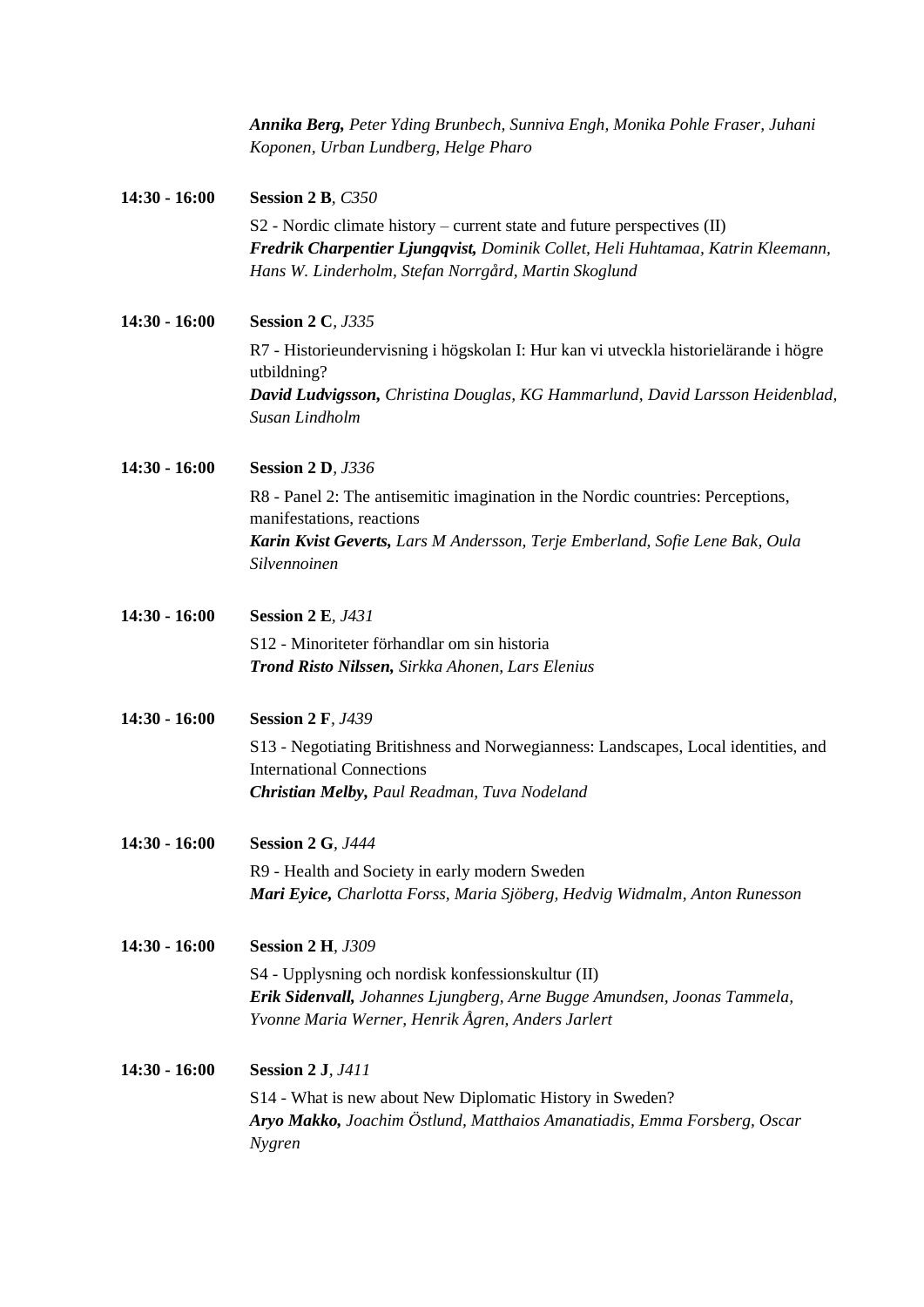***Annika Berg,*** *Peter Yding Brunbech, Sunniva Engh, Monika Pohle Fraser, Juhani Koponen, Urban Lundberg, Helge Pharo*

**14:30 - 16:00** **Session 2 B**, *C350*

S2 - Nordic climate history – current state and future perspectives (II)
***Fredrik Charpentier Ljungqvist,*** *Dominik Collet, Heli Huhtamaa, Katrin Kleemann, Hans W. Linderholm, Stefan Norrgård, Martin Skoglund*

**14:30 - 16:00** **Session 2 C**, *J335*

R7 - Historieundervisning i högskolan I: Hur kan vi utveckla historielärande i högre utbildning?
***David Ludvigsson,*** *Christina Douglas, KG Hammarlund, David Larsson Heidenblad, Susan Lindholm*

**14:30 - 16:00** **Session 2 D**, *J336*

R8 - Panel 2: The antisemitic imagination in the Nordic countries: Perceptions, manifestations, reactions
***Karin Kvist Geverts,*** *Lars M Andersson, Terje Emberland, Sofie Lene Bak, Oula Silvennoinen*

**14:30 - 16:00** **Session 2 E**, *J431*

S12 - Minoriteter förhandlar om sin historia
***Trond Risto Nilssen,*** *Sirkka Ahonen, Lars Elenius*

**14:30 - 16:00** **Session 2 F**, *J439*

S13 - Negotiating Britishness and Norwegianness: Landscapes, Local identities, and International Connections
***Christian Melby,*** *Paul Readman, Tuva Nodeland*

**14:30 - 16:00** **Session 2 G**, *J444*

R9 - Health and Society in early modern Sweden
***Mari Eyice,*** *Charlotta Forss, Maria Sjöberg, Hedvig Widmalm, Anton Runesson*

**14:30 - 16:00** **Session 2 H**, *J309*

S4 - Upplysning och nordisk konfessionskultur (II)
***Erik Sidenvall,*** *Johannes Ljungberg, Arne Bugge Amundsen, Joonas Tammela, Yvonne Maria Werner, Henrik Ågren, Anders Jarlert*

**14:30 - 16:00** **Session 2 J**, *J411*

S14 - What is new about New Diplomatic History in Sweden?
***Aryo Makko,*** *Joachim Östlund, Matthaios Amanatiadis, Emma Forsberg, Oscar Nygren*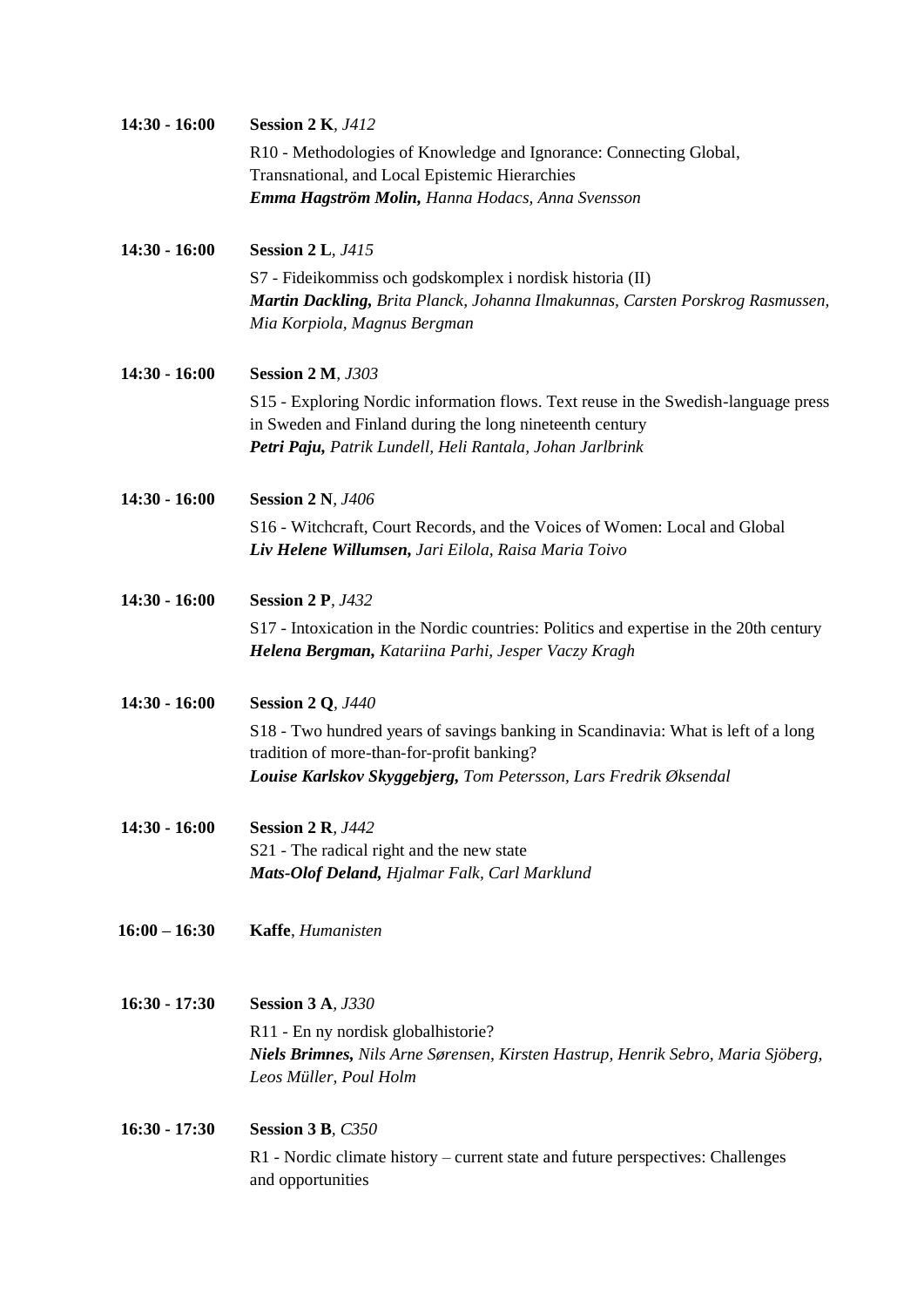**14:30 - 16:00** **Session 2 K**, *J412*

R10 - Methodologies of Knowledge and Ignorance: Connecting Global, Transnational, and Local Epistemic Hierarchies
***Emma Hagström Molin,*** *Hanna Hodacs, Anna Svensson*

**14:30 - 16:00** **Session 2 L**, *J415*

S7 - Fideikommiss och godskomplex i nordisk historia (II)
***Martin Dackling,*** *Brita Planck, Johanna Ilmakunnas, Carsten Porskrog Rasmussen, Mia Korpiola, Magnus Bergman*

**14:30 - 16:00** **Session 2 M**, *J303*

S15 - Exploring Nordic information flows. Text reuse in the Swedish-language press in Sweden and Finland during the long nineteenth century
***Petri Paju,*** *Patrik Lundell, Heli Rantala, Johan Jarlbrink*

**14:30 - 16:00** **Session 2 N**, *J406*

S16 - Witchcraft, Court Records, and the Voices of Women: Local and Global
***Liv Helene Willumsen,*** *Jari Eilola, Raisa Maria Toivo*

**14:30 - 16:00** **Session 2 P**, *J432*

S17 - Intoxication in the Nordic countries: Politics and expertise in the 20th century
***Helena Bergman,*** *Katariina Parhi, Jesper Vaczy Kragh*

**14:30 - 16:00** **Session 2 Q**, *J440*

S18 - Two hundred years of savings banking in Scandinavia: What is left of a long tradition of more-than-for-profit banking?
***Louise Karlskov Skyggebjerg,*** *Tom Petersson, Lars Fredrik Øksendal*

**14:30 - 16:00** **Session 2 R**, *J442*

S21 - The radical right and the new state
***Mats-Olof Deland,*** *Hjalmar Falk, Carl Marklund*

**16:00 – 16:30** **Kaffe**, *Humanisten*

**16:30 - 17:30** **Session 3 A**, *J330*

R11 - En ny nordisk globalhistorie?
***Niels Brimnes,*** *Nils Arne Sørensen, Kirsten Hastrup, Henrik Sebro, Maria Sjöberg, Leos Müller, Poul Holm*

**16:30 - 17:30** **Session 3 B**, *C350*

R1 - Nordic climate history – current state and future perspectives: Challenges and opportunities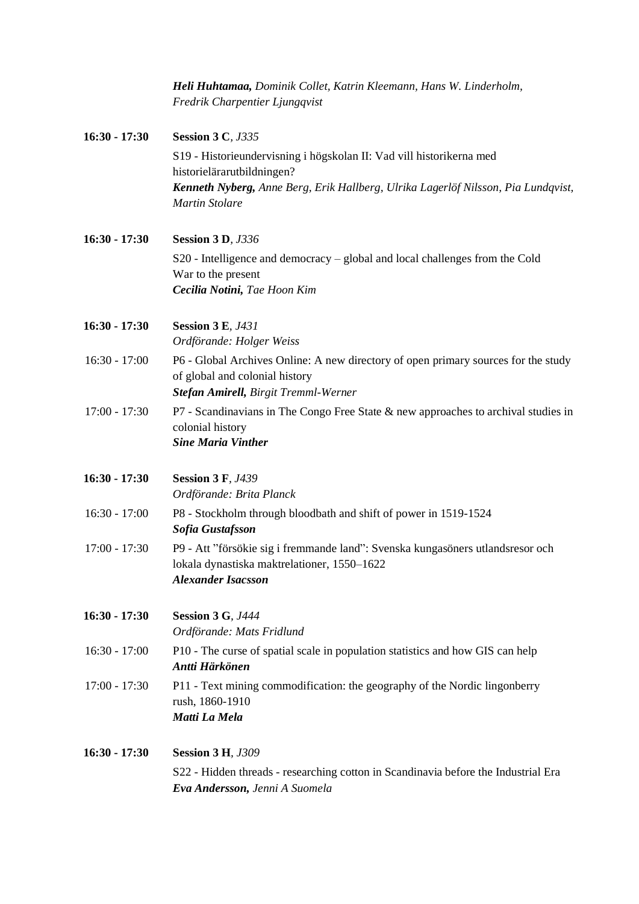***Heli Huhtamaa,*** *Dominik Collet, Katrin Kleemann, Hans W. Linderholm, Fredrik Charpentier Ljungqvist*

**16:30 - 17:30** **Session 3 C**, *J335*

S19 - Historieundervisning i högskolan II: Vad vill historikerna med historielärarutbildningen?
***Kenneth Nyberg,*** *Anne Berg, Erik Hallberg, Ulrika Lagerlöf Nilsson, Pia Lundqvist, Martin Stolare*

**16:30 - 17:30** **Session 3 D**, *J336*

S20 - Intelligence and democracy – global and local challenges from the Cold War to the present
***Cecilia Notini,*** *Tae Hoon Kim*

**16:30 - 17:30** **Session 3 E**, *J431*
*Ordförande: Holger Weiss*

16:30 - 17:00 P6 - Global Archives Online: A new directory of open primary sources for the study of global and colonial history
***Stefan Amirell,*** *Birgit Tremml-Werner*

17:00 - 17:30 P7 - Scandinavians in The Congo Free State & new approaches to archival studies in colonial history
***Sine Maria Vinther***

**16:30 - 17:30** **Session 3 F**, *J439*
*Ordförande: Brita Planck*

16:30 - 17:00 P8 - Stockholm through bloodbath and shift of power in 1519-1524
***Sofia Gustafsson***

17:00 - 17:30 P9 - Att "försökie sig i fremmande land": Svenska kungasöners utlandsresor och lokala dynastiska maktrelationer, 1550–1622
***Alexander Isacsson***

**16:30 - 17:30** **Session 3 G**, *J444*
*Ordförande: Mats Fridlund*

16:30 - 17:00 P10 - The curse of spatial scale in population statistics and how GIS can help
***Antti Härkönen***

17:00 - 17:30 P11 - Text mining commodification: the geography of the Nordic lingonberry rush, 1860-1910
***Matti La Mela***

**16:30 - 17:30** **Session 3 H**, *J309*

S22 - Hidden threads - researching cotton in Scandinavia before the Industrial Era
***Eva Andersson,*** *Jenni A Suomela*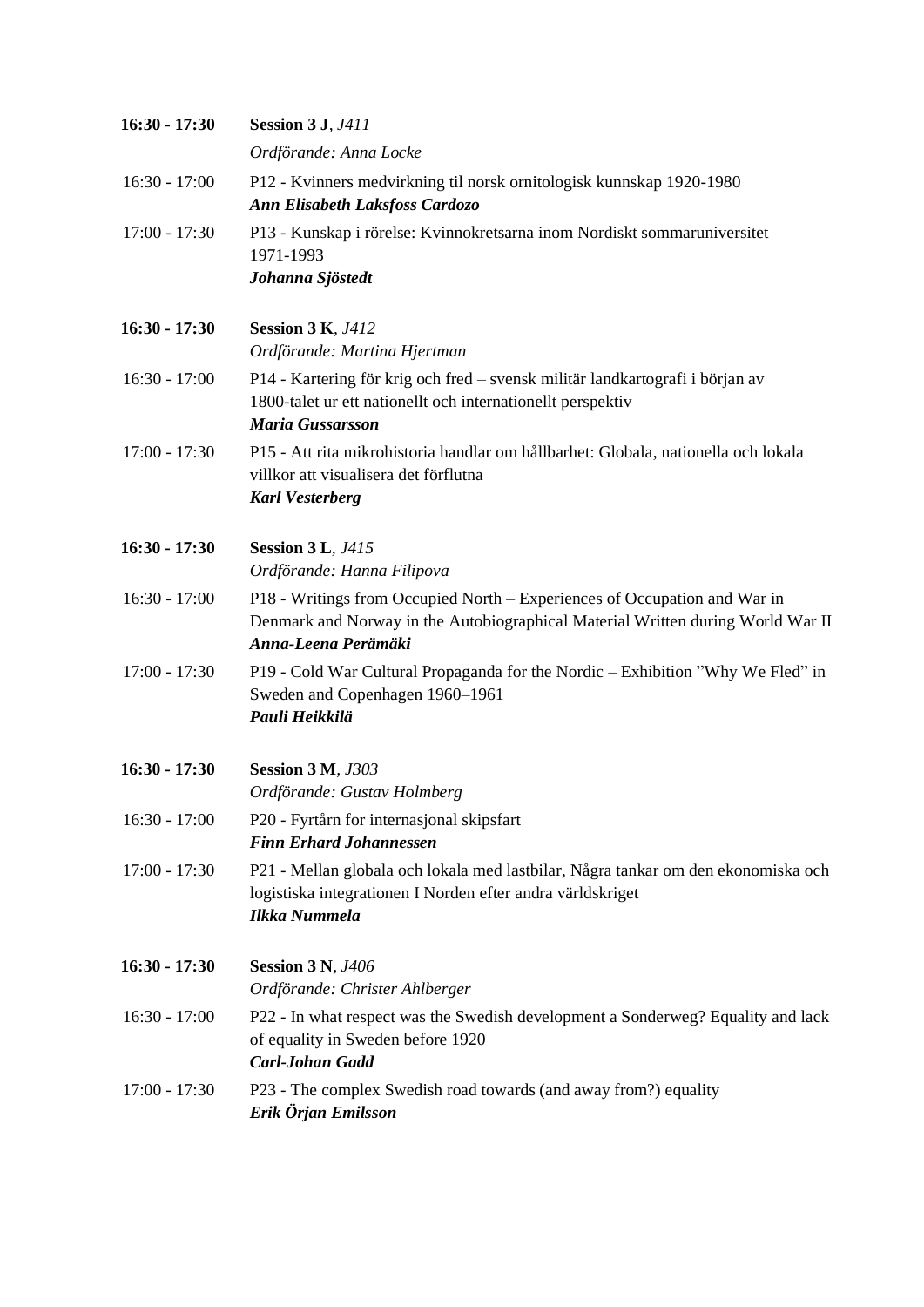**16:30 - 17:30** **Session 3 J**, *J411*

*Ordförande: Anna Locke*

16:30 - 17:00 P12 - Kvinners medvirkning til norsk ornitologisk kunnskap 1920-1980
***Ann Elisabeth Laksfoss Cardozo***

17:00 - 17:30 P13 - Kunskap i rörelse: Kvinnokretsarna inom Nordiskt sommaruniversitet 1971-1993
***Johanna Sjöstedt***

**16:30 - 17:30** **Session 3 K**, *J412*

*Ordförande: Martina Hjertman*

16:30 - 17:00 P14 - Kartering för krig och fred – svensk militär landkartografi i början av 1800-talet ur ett nationellt och internationellt perspektiv
***Maria Gussarsson***

17:00 - 17:30 P15 - Att rita mikrohistoria handlar om hållbarhet: Globala, nationella och lokala villkor att visualisera det förflutna
***Karl Vesterberg***

**16:30 - 17:30** **Session 3 L**, *J415*

*Ordförande: Hanna Filipova*

16:30 - 17:00 P18 - Writings from Occupied North – Experiences of Occupation and War in Denmark and Norway in the Autobiographical Material Written during World War II
***Anna-Leena Perämäki***

17:00 - 17:30 P19 - Cold War Cultural Propaganda for the Nordic – Exhibition ”Why We Fled” in Sweden and Copenhagen 1960–1961
***Pauli Heikkilä***

**16:30 - 17:30** **Session 3 M**, *J303*

*Ordförande: Gustav Holmberg*

16:30 - 17:00 P20 - Fyrtårn for internasjonal skipsfart
***Finn Erhard Johannessen***

17:00 - 17:30 P21 - Mellan globala och lokala med lastbilar, Några tankar om den ekonomiska och logistiska integrationen I Norden efter andra världskriget
***Ilkka Nummela***

**16:30 - 17:30** **Session 3 N**, *J406*

*Ordförande: Christer Ahlberger*

16:30 - 17:00 P22 - In what respect was the Swedish development a Sonderweg? Equality and lack of equality in Sweden before 1920
***Carl-Johan Gadd***

17:00 - 17:30 P23 - The complex Swedish road towards (and away from?) equality
***Erik Örjan Emilsson***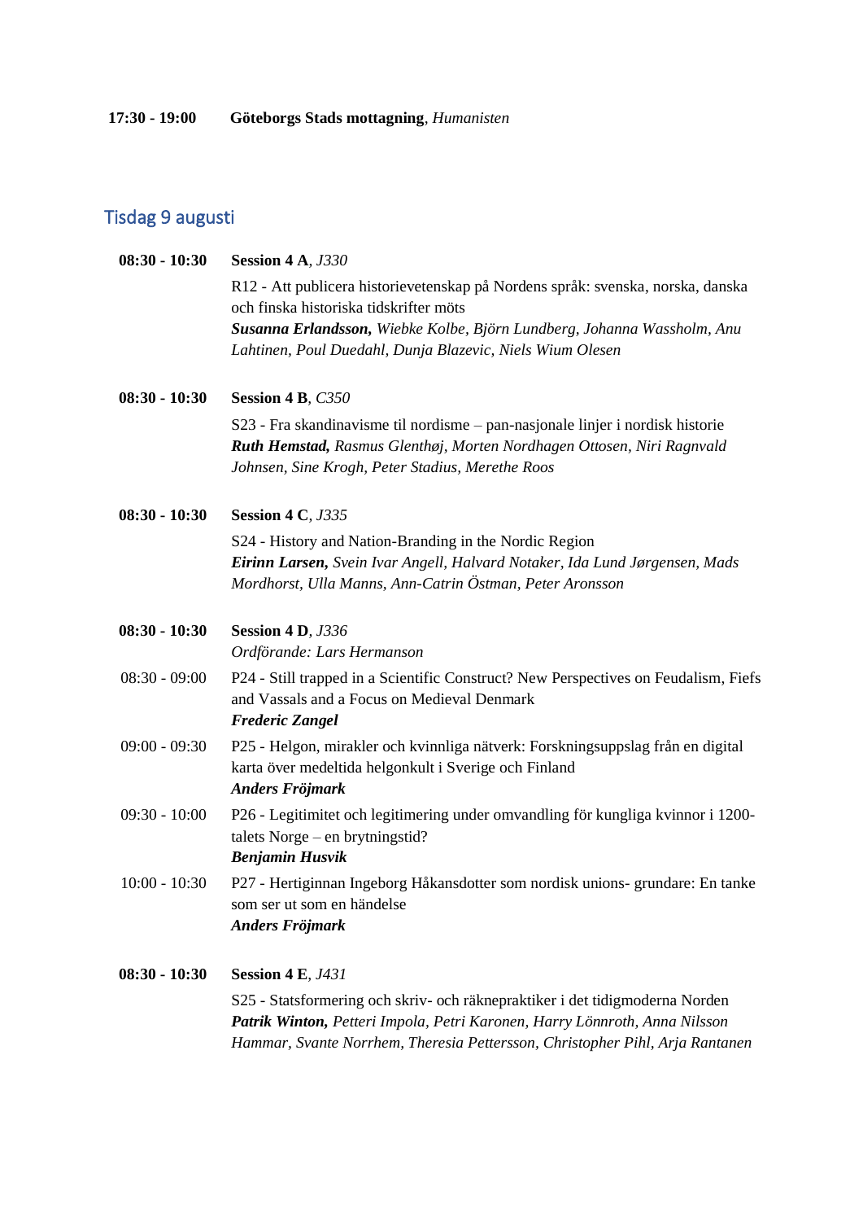**17:30 - 19:00** **Göteborgs Stads mottagning**, *Humanisten*

## Tisdag 9 augusti

**08:30 - 10:30** **Session 4 A**, *J330*

R12 - Att publicera historievetenskap på Nordens språk: svenska, norska, danska och finska historiska tidskrifter möts
***Susanna Erlandsson,*** *Wiebke Kolbe, Björn Lundberg, Johanna Wassholm, Anu Lahtinen, Poul Duedahl, Dunja Blazevic, Niels Wium Olesen*

**08:30 - 10:30** **Session 4 B**, *C350*

S23 - Fra skandinavisme til nordisme – pan-nasjonale linjer i nordisk historie
***Ruth Hemstad,*** *Rasmus Glenthøj, Morten Nordhagen Ottosen, Niri Ragnvald Johnsen, Sine Krogh, Peter Stadius, Merethe Roos*

**08:30 - 10:30** **Session 4 C**, *J335*

S24 - History and Nation-Branding in the Nordic Region
***Eirinn Larsen,*** *Svein Ivar Angell, Halvard Notaker, Ida Lund Jørgensen, Mads Mordhorst, Ulla Manns, Ann-Catrin Östman, Peter Aronsson*

**08:30 - 10:30** **Session 4 D**, *J336*
*Ordförande: Lars Hermanson*

08:30 - 09:00 P24 - Still trapped in a Scientific Construct? New Perspectives on Feudalism, Fiefs and Vassals and a Focus on Medieval Denmark
***Frederic Zangel***

09:00 - 09:30 P25 - Helgon, mirakler och kvinnliga nätverk: Forskningsuppslag från en digital karta över medeltida helgonkult i Sverige och Finland
***Anders Fröjmark***

09:30 - 10:00 P26 - Legitimitet och legitimering under omvandling för kungliga kvinnor i 1200-talets Norge – en brytningstid?
***Benjamin Husvik***

10:00 - 10:30 P27 - Hertiginnan Ingeborg Håkansdotter som nordisk unions- grundare: En tanke som ser ut som en händelse
***Anders Fröjmark***

**08:30 - 10:30** **Session 4 E**, *J431*

S25 - Statsformering och skriv- och räknepraktiker i det tidigmoderna Norden
***Patrik Winton,*** *Petteri Impola, Petri Karonen, Harry Lönnroth, Anna Nilsson Hammar, Svante Norrhem, Theresia Pettersson, Christopher Pihl, Arja Rantanen*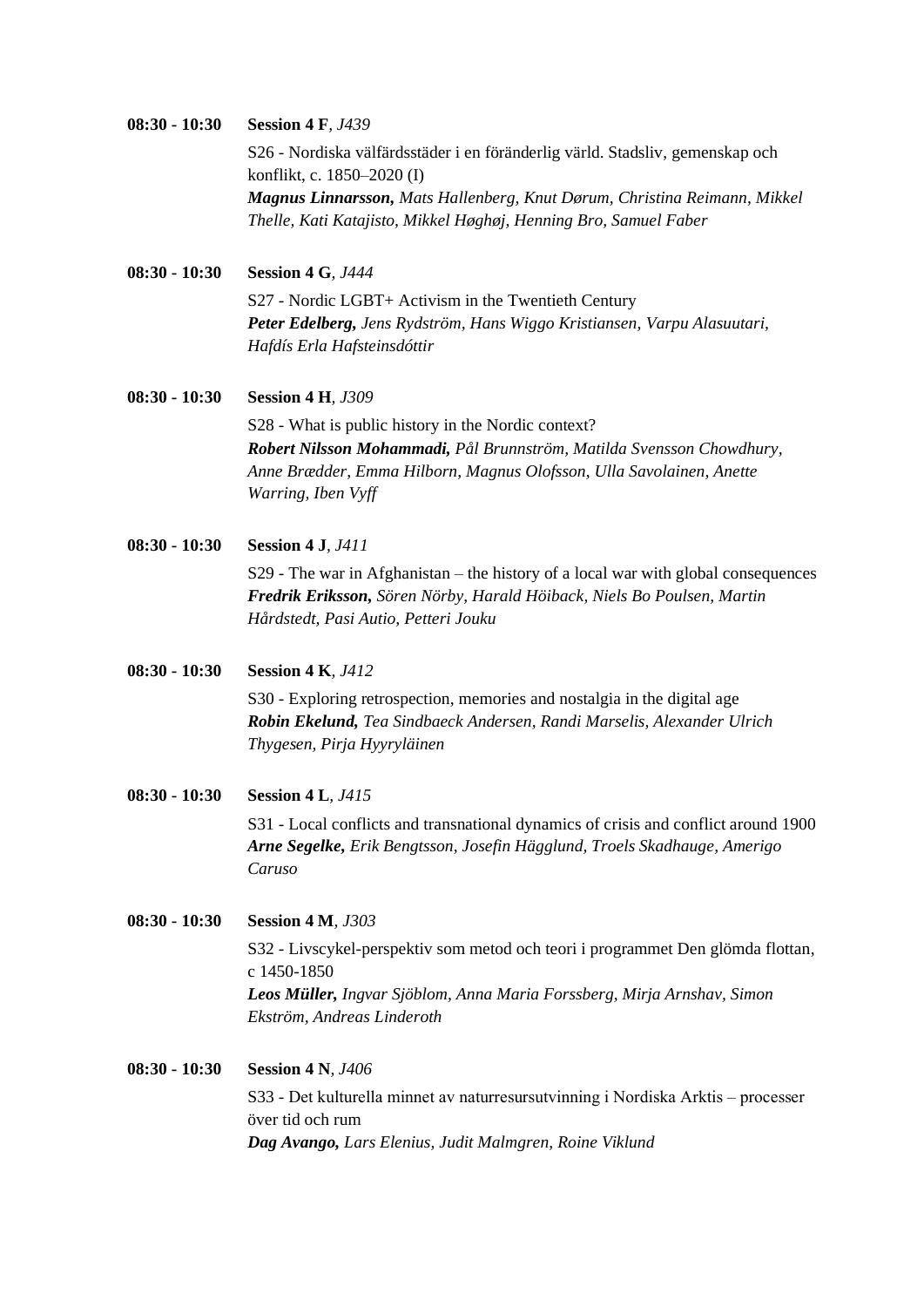**08:30 - 10:30** **Session 4 F**, *J439*

S26 - Nordiska välfärdsstäder i en föränderlig värld. Stadsliv, gemenskap och konflikt, c. 1850–2020 (I)
***Magnus Linnarsson,*** *Mats Hallenberg, Knut Dørum, Christina Reimann, Mikkel Thelle, Kati Katajisto, Mikkel Høghøj, Henning Bro, Samuel Faber*

**08:30 - 10:30** **Session 4 G**, *J444*

S27 - Nordic LGBT+ Activism in the Twentieth Century
***Peter Edelberg,*** *Jens Rydström, Hans Wiggo Kristiansen, Varpu Alasuutari, Hafdís Erla Hafsteinsdóttir*

**08:30 - 10:30** **Session 4 H**, *J309*

S28 - What is public history in the Nordic context?
***Robert Nilsson Mohammadi,*** *Pål Brunnström, Matilda Svensson Chowdhury, Anne Brædder, Emma Hilborn, Magnus Olofsson, Ulla Savolainen, Anette Warring, Iben Vyff*

**08:30 - 10:30** **Session 4 J**, *J411*

S29 - The war in Afghanistan – the history of a local war with global consequences
***Fredrik Eriksson,*** *Sören Nörby, Harald Höiback, Niels Bo Poulsen, Martin Hårdstedt, Pasi Autio, Petteri Jouku*

**08:30 - 10:30** **Session 4 K**, *J412*

S30 - Exploring retrospection, memories and nostalgia in the digital age
***Robin Ekelund,*** *Tea Sindbaeck Andersen, Randi Marselis, Alexander Ulrich Thygesen, Pirja Hyyryläinen*

**08:30 - 10:30** **Session 4 L**, *J415*

S31 - Local conflicts and transnational dynamics of crisis and conflict around 1900
***Arne Segelke,*** *Erik Bengtsson, Josefin Hägglund, Troels Skadhauge, Amerigo Caruso*

**08:30 - 10:30** **Session 4 M**, *J303*

S32 - Livscykel-perspektiv som metod och teori i programmet Den glömda flottan, c 1450-1850
***Leos Müller,*** *Ingvar Sjöblom, Anna Maria Forssberg, Mirja Arnshav, Simon Ekström, Andreas Linderoth*

**08:30 - 10:30** **Session 4 N**, *J406*

S33 - Det kulturella minnet av naturresursutvinning i Nordiska Arktis – processer över tid och rum
***Dag Avango,*** *Lars Elenius, Judit Malmgren, Roine Viklund*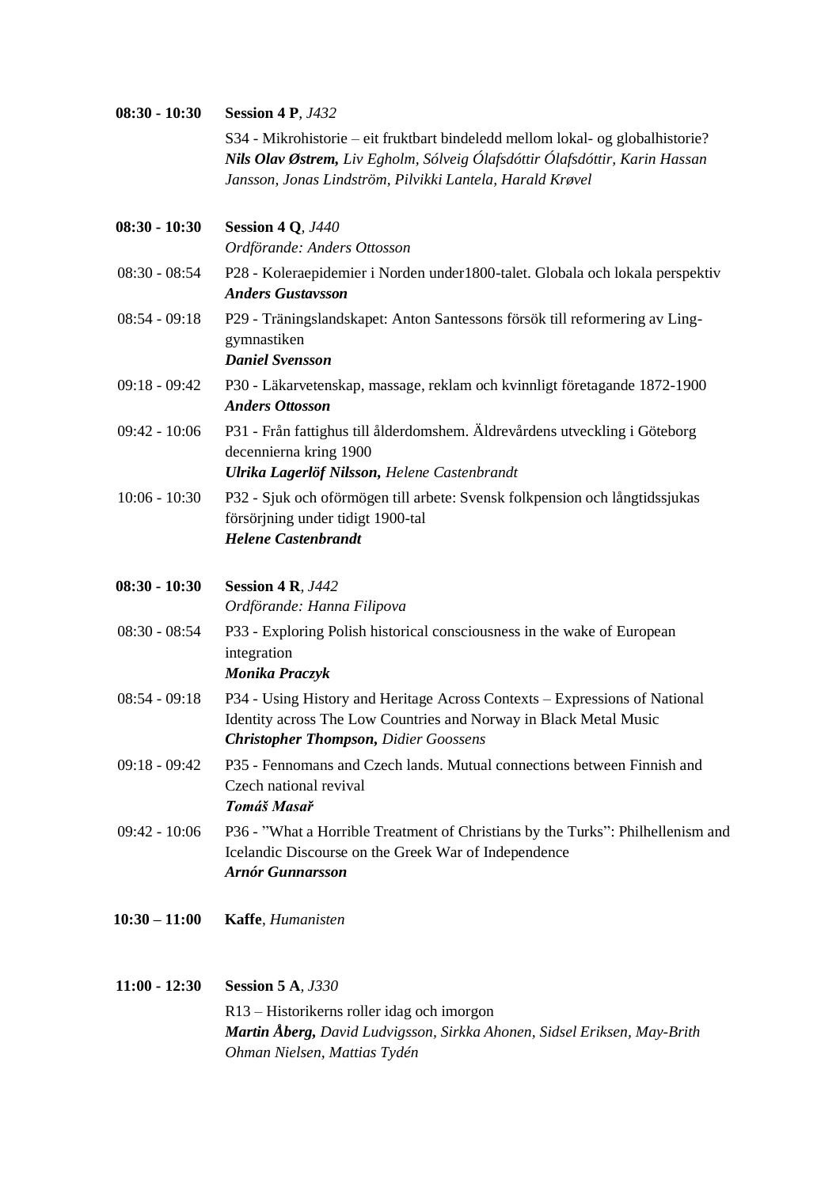**08:30 - 10:30** **Session 4 P**, *J432*

S34 - Mikrohistorie – eit fruktbart bindeledd mellom lokal- og globalhistorie?
***Nils Olav Østrem,*** *Liv Egholm, Sólveig Ólafsdóttir Ólafsdóttir, Karin Hassan Jansson, Jonas Lindström, Pilvikki Lantela, Harald Krøvel*

**08:30 - 10:30** **Session 4 Q**, *J440*
*Ordförande: Anders Ottosson*

08:30 - 08:54 P28 - Koleraepidemier i Norden under1800-talet. Globala och lokala perspektiv
***Anders Gustavsson***

08:54 - 09:18 P29 - Träningslandskapet: Anton Santessons försök till reformering av Ling-gymnastiken
***Daniel Svensson***

09:18 - 09:42 P30 - Läkarvetenskap, massage, reklam och kvinnligt företagande 1872-1900
***Anders Ottosson***

09:42 - 10:06 P31 - Från fattighus till ålderdomshem. Äldrevårdens utveckling i Göteborg decennierna kring 1900
***Ulrika Lagerlöf Nilsson,*** *Helene Castenbrandt*

10:06 - 10:30 P32 - Sjuk och oförmögen till arbete: Svensk folkpension och långtidssjukas försörjning under tidigt 1900-tal
***Helene Castenbrandt***

**08:30 - 10:30** **Session 4 R**, *J442*
*Ordförande: Hanna Filipova*

08:30 - 08:54 P33 - Exploring Polish historical consciousness in the wake of European integration
***Monika Praczyk***

08:54 - 09:18 P34 - Using History and Heritage Across Contexts – Expressions of National Identity across The Low Countries and Norway in Black Metal Music
***Christopher Thompson,*** *Didier Goossens*

09:18 - 09:42 P35 - Fennomans and Czech lands. Mutual connections between Finnish and Czech national revival
***Tomáš Masař***

09:42 - 10:06 P36 - "What a Horrible Treatment of Christians by the Turks": Philhellenism and Icelandic Discourse on the Greek War of Independence
***Arnór Gunnarsson***

**10:30 – 11:00** **Kaffe**, *Humanisten*

**11:00 - 12:30** **Session 5 A**, *J330*

R13 – Historikerns roller idag och imorgon
***Martin Åberg,*** *David Ludvigsson, Sirkka Ahonen, Sidsel Eriksen, May-Brith Ohman Nielsen, Mattias Tydén*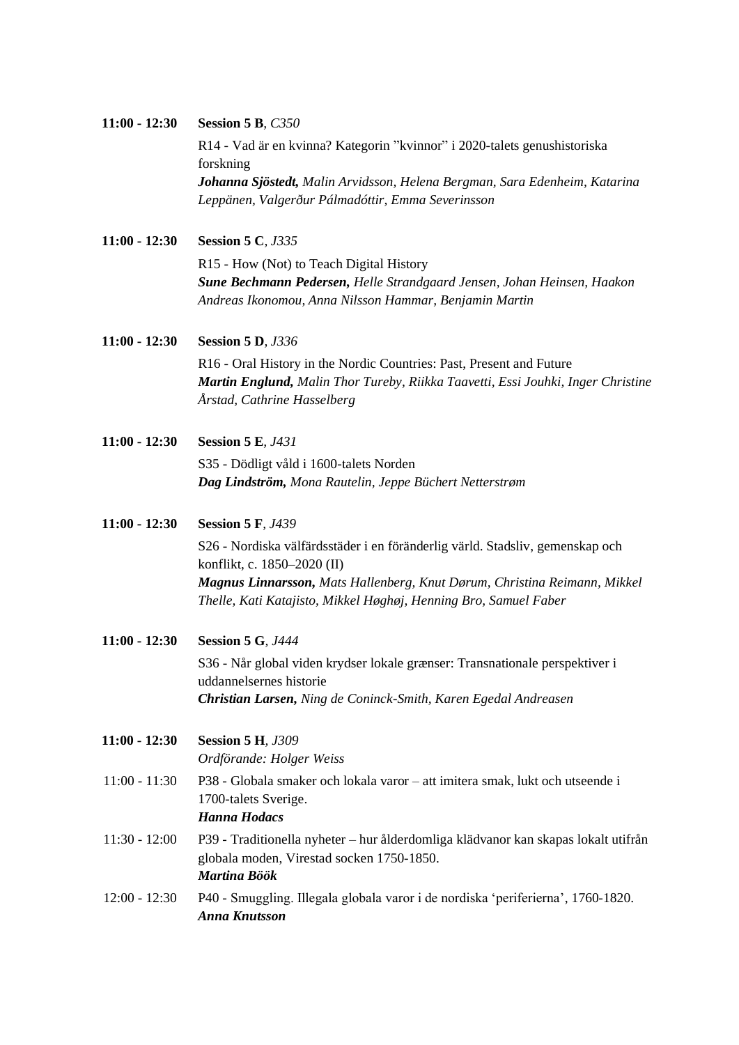**11:00 - 12:30** **Session 5 B**, *C350*

R14 - Vad är en kvinna? Kategorin ”kvinnor” i 2020-talets genushistoriska forskning
***Johanna Sjöstedt,*** *Malin Arvidsson, Helena Bergman, Sara Edenheim, Katarina Leppänen, Valgerður Pálmadóttir, Emma Severinsson*

**11:00 - 12:30** **Session 5 C**, *J335*

R15 - How (Not) to Teach Digital History
***Sune Bechmann Pedersen,*** *Helle Strandgaard Jensen, Johan Heinsen, Haakon Andreas Ikonomou, Anna Nilsson Hammar, Benjamin Martin*

**11:00 - 12:30** **Session 5 D**, *J336*

R16 - Oral History in the Nordic Countries: Past, Present and Future
***Martin Englund,*** *Malin Thor Tureby, Riikka Taavetti, Essi Jouhki, Inger Christine Årstad, Cathrine Hasselberg*

**11:00 - 12:30** **Session 5 E**, *J431*

S35 - Dödligt våld i 1600-talets Norden
***Dag Lindström,*** *Mona Rautelin, Jeppe Büchert Netterstrøm*

**11:00 - 12:30** **Session 5 F**, *J439*

S26 - Nordiska välfärdsstäder i en föränderlig värld. Stadsliv, gemenskap och konflikt, c. 1850–2020 (II)
***Magnus Linnarsson,*** *Mats Hallenberg, Knut Dørum, Christina Reimann, Mikkel Thelle, Kati Katajisto, Mikkel Høghøj, Henning Bro, Samuel Faber*

**11:00 - 12:30** **Session 5 G**, *J444*

S36 - Når global viden krydser lokale grænser: Transnationale perspektiver i uddannelsernes historie
***Christian Larsen,*** *Ning de Coninck-Smith, Karen Egedal Andreasen*

**11:00 - 12:30** **Session 5 H**, *J309*
*Ordförande: Holger Weiss*

11:00 - 11:30 P38 - Globala smaker och lokala varor – att imitera smak, lukt och utseende i 1700-talets Sverige.
***Hanna Hodacs***

11:30 - 12:00 P39 - Traditionella nyheter – hur ålderdomliga klädvanor kan skapas lokalt utifrån globala moden, Virestad socken 1750-1850.
***Martina Böök***

12:00 - 12:30 P40 - Smuggling. Illegala globala varor i de nordiska ‘periferierna’, 1760-1820.
***Anna Knutsson***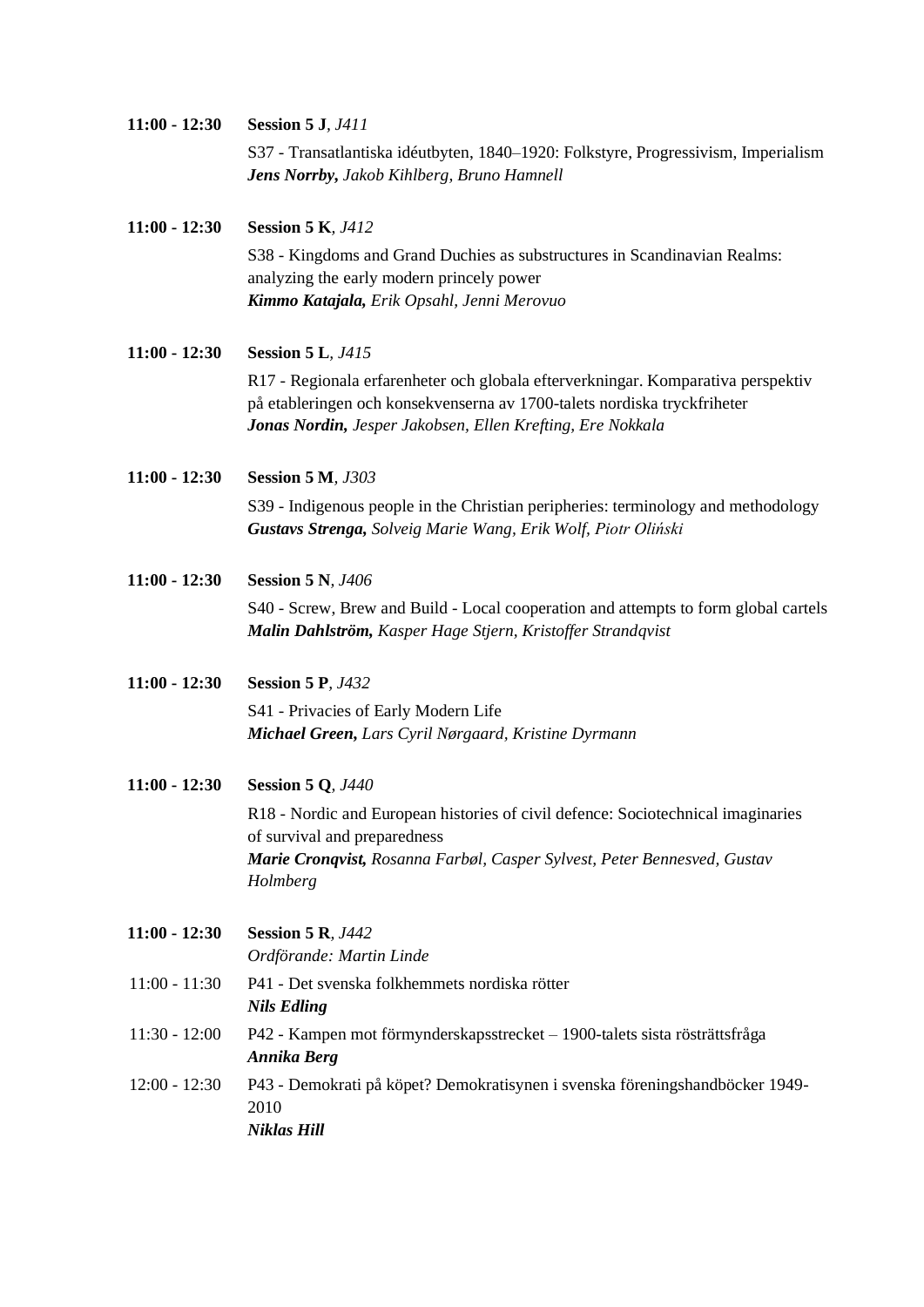**11:00 - 12:30** **Session 5 J**, *J411*

S37 - Transatlantiska idéutbyten, 1840–1920: Folkstyre, Progressivism, Imperialism
***Jens Norrby,*** *Jakob Kihlberg, Bruno Hamnell*

**11:00 - 12:30** **Session 5 K**, *J412*

S38 - Kingdoms and Grand Duchies as substructures in Scandinavian Realms: analyzing the early modern princely power
***Kimmo Katajala,*** *Erik Opsahl, Jenni Merovuo*

**11:00 - 12:30** **Session 5 L**, *J415*

R17 - Regionala erfarenheter och globala efterverkningar. Komparativa perspektiv på etableringen och konsekvenserna av 1700-talets nordiska tryckfriheter
***Jonas Nordin,*** *Jesper Jakobsen, Ellen Krefting, Ere Nokkala*

**11:00 - 12:30** **Session 5 M**, *J303*

S39 - Indigenous people in the Christian peripheries: terminology and methodology
***Gustavs Strenga,*** *Solveig Marie Wang, Erik Wolf, Piotr Oliński*

**11:00 - 12:30** **Session 5 N**, *J406*

S40 - Screw, Brew and Build - Local cooperation and attempts to form global cartels
***Malin Dahlström,*** *Kasper Hage Stjern, Kristoffer Strandqvist*

**11:00 - 12:30** **Session 5 P**, *J432*

S41 - Privacies of Early Modern Life
***Michael Green,*** *Lars Cyril Nørgaard, Kristine Dyrmann*

**11:00 - 12:30** **Session 5 Q**, *J440*

R18 - Nordic and European histories of civil defence: Sociotechnical imaginaries of survival and preparedness
***Marie Cronqvist,*** *Rosanna Farbøl, Casper Sylvest, Peter Bennesved, Gustav Holmberg*

**11:00 - 12:30** **Session 5 R**, *J442*
*Ordförande: Martin Linde*

11:00 - 11:30 P41 - Det svenska folkhemmets nordiska rötter
***Nils Edling***

11:30 - 12:00 P42 - Kampen mot förmynderskapsstrecket – 1900-talets sista rösträttsfråga
***Annika Berg***

12:00 - 12:30 P43 - Demokrati på köpet? Demokratisynen i svenska föreningshandböcker 1949-2010
***Niklas Hill***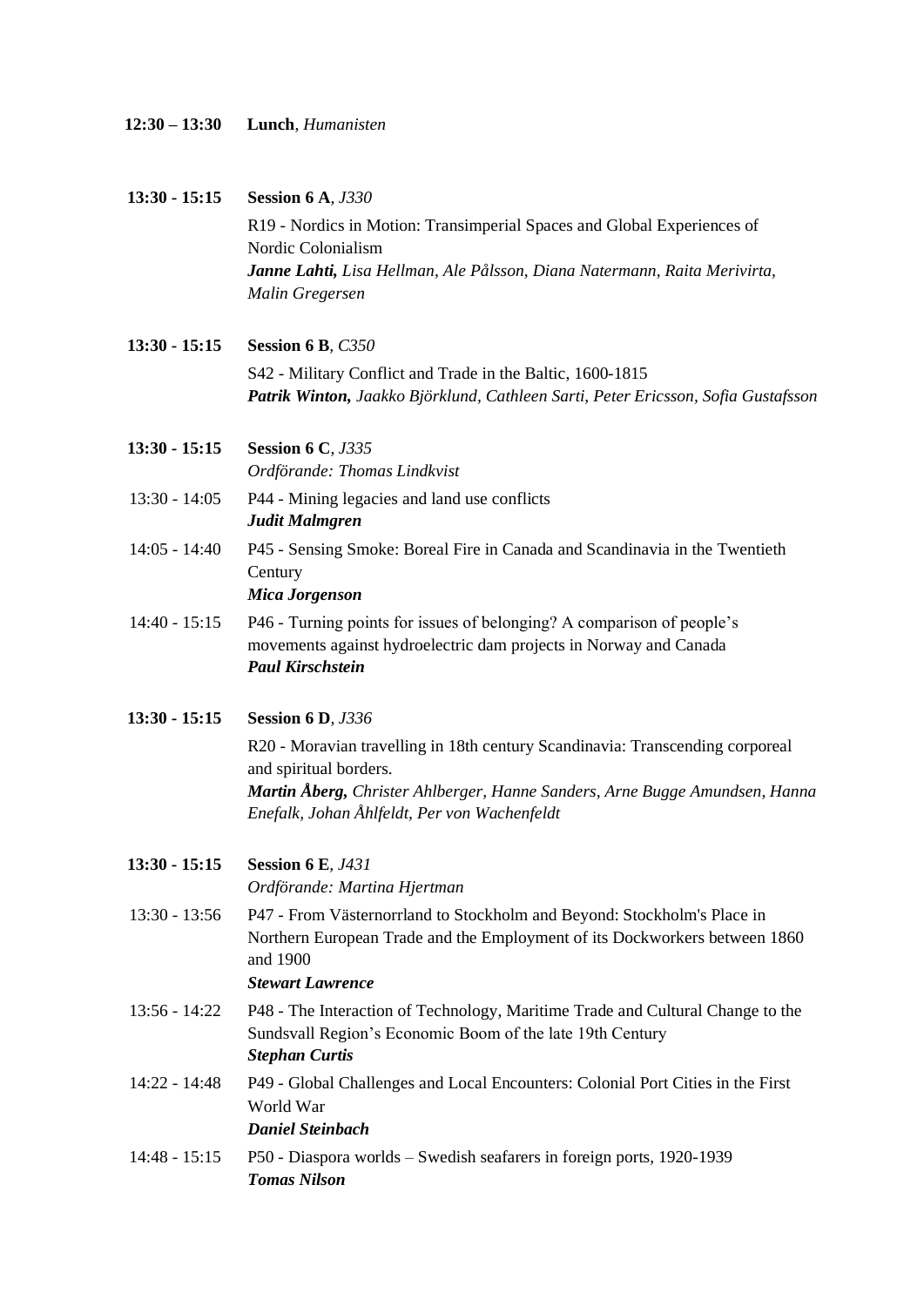**12:30 – 13:30** **Lunch**, *Humanisten*

**13:30 - 15:15** **Session 6 A**, *J330*

R19 - Nordics in Motion: Transimperial Spaces and Global Experiences of Nordic Colonialism
***Janne Lahti,*** *Lisa Hellman, Ale Pålsson, Diana Natermann, Raita Merivirta, Malin Gregersen*

**13:30 - 15:15** **Session 6 B**, *C350*

S42 - Military Conflict and Trade in the Baltic, 1600-1815
***Patrik Winton,*** *Jaakko Björklund, Cathleen Sarti, Peter Ericsson, Sofia Gustafsson*

**13:30 - 15:15** **Session 6 C**, *J335*
*Ordförande: Thomas Lindkvist*

13:30 - 14:05 P44 - Mining legacies and land use conflicts
***Judit Malmgren***

14:05 - 14:40 P45 - Sensing Smoke: Boreal Fire in Canada and Scandinavia in the Twentieth Century
***Mica Jorgenson***

14:40 - 15:15 P46 - Turning points for issues of belonging? A comparison of people's movements against hydroelectric dam projects in Norway and Canada
***Paul Kirschstein***

**13:30 - 15:15** **Session 6 D**, *J336*

R20 - Moravian travelling in 18th century Scandinavia: Transcending corporeal and spiritual borders.
***Martin Åberg,*** *Christer Ahlberger, Hanne Sanders, Arne Bugge Amundsen, Hanna Enefalk, Johan Åhlfeldt, Per von Wachenfeldt*

**13:30 - 15:15** **Session 6 E**, *J431*
*Ordförande: Martina Hjertman*

13:30 - 13:56 P47 - From Västernorrland to Stockholm and Beyond: Stockholm's Place in Northern European Trade and the Employment of its Dockworkers between 1860 and 1900
***Stewart Lawrence***

13:56 - 14:22 P48 - The Interaction of Technology, Maritime Trade and Cultural Change to the Sundsvall Region's Economic Boom of the late 19th Century
***Stephan Curtis***

14:22 - 14:48 P49 - Global Challenges and Local Encounters: Colonial Port Cities in the First World War
***Daniel Steinbach***

14:48 - 15:15 P50 - Diaspora worlds – Swedish seafarers in foreign ports, 1920-1939
***Tomas Nilson***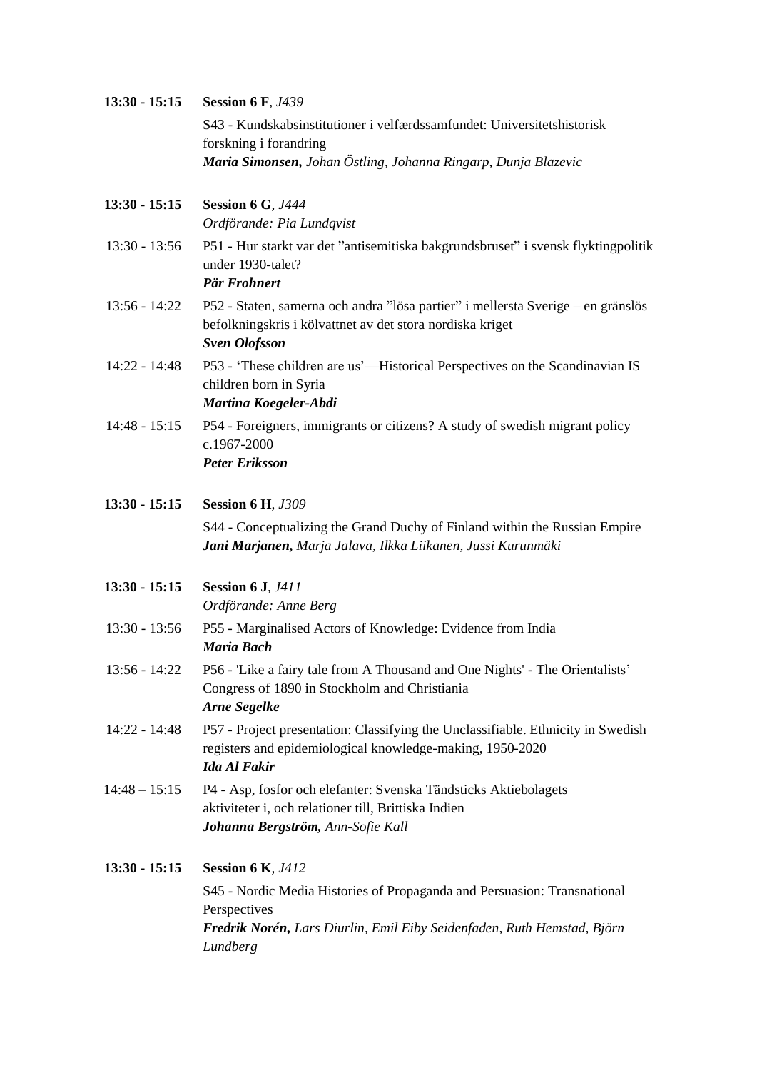**13:30 - 15:15** **Session 6 F**, *J439*

S43 - Kundskabsinstitutioner i velfærdssamfundet: Universitetshistorisk forskning i forandring
***Maria Simonsen,*** *Johan Östling, Johanna Ringarp, Dunja Blazevic*

**13:30 - 15:15** **Session 6 G**, *J444*
*Ordförande: Pia Lundqvist*

13:30 - 13:56 P51 - Hur starkt var det ”antisemitiska bakgrundsbruset” i svensk flyktingpolitik under 1930-talet?
***Pär Frohnert***

13:56 - 14:22 P52 - Staten, samerna och andra ”lösa partier” i mellersta Sverige – en gränslös befolkningskris i kölvattnet av det stora nordiska kriget
***Sven Olofsson***

14:22 - 14:48 P53 - ‘These children are us’—Historical Perspectives on the Scandinavian IS children born in Syria
***Martina Koegeler-Abdi***

14:48 - 15:15 P54 - Foreigners, immigrants or citizens? A study of swedish migrant policy c.1967-2000
***Peter Eriksson***

**13:30 - 15:15** **Session 6 H**, *J309*

S44 - Conceptualizing the Grand Duchy of Finland within the Russian Empire
***Jani Marjanen,*** *Marja Jalava, Ilkka Liikanen, Jussi Kurunmäki*

**13:30 - 15:15** **Session 6 J**, *J411*
*Ordförande: Anne Berg*

13:30 - 13:56 P55 - Marginalised Actors of Knowledge: Evidence from India
***Maria Bach***

13:56 - 14:22 P56 - 'Like a fairy tale from A Thousand and One Nights' - The Orientalists’ Congress of 1890 in Stockholm and Christiania
***Arne Segelke***

14:22 - 14:48 P57 - Project presentation: Classifying the Unclassifiable. Ethnicity in Swedish registers and epidemiological knowledge-making, 1950-2020
***Ida Al Fakir***

14:48 – 15:15 P4 - Asp, fosfor och elefanter: Svenska Tändsticks Aktiebolagets aktiviteter i, och relationer till, Brittiska Indien
***Johanna Bergström,*** *Ann-Sofie Kall*

**13:30 - 15:15** **Session 6 K**, *J412*

S45 - Nordic Media Histories of Propaganda and Persuasion: Transnational Perspectives
***Fredrik Norén,*** *Lars Diurlin, Emil Eiby Seidenfaden, Ruth Hemstad, Björn Lundberg*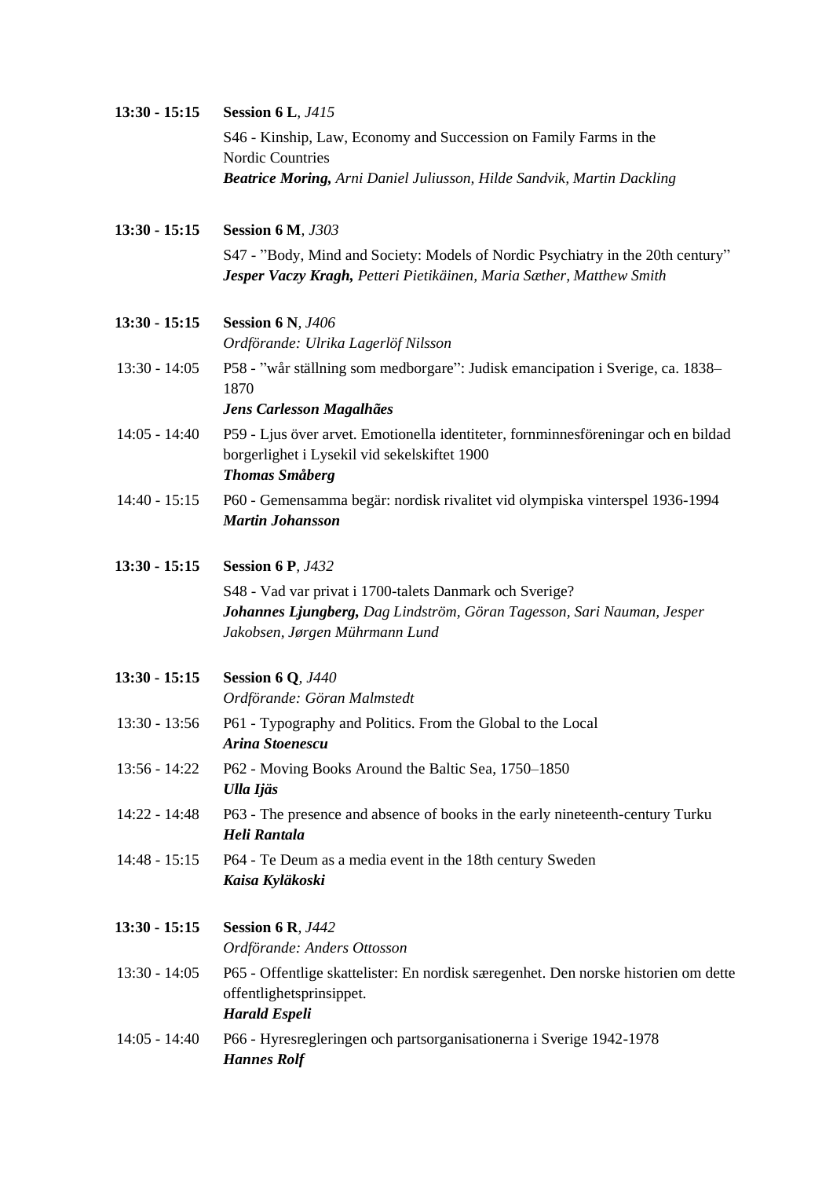**13:30 - 15:15** **Session 6 L**, *J415*

S46 - Kinship, Law, Economy and Succession on Family Farms in the Nordic Countries
***Beatrice Moring,*** *Arni Daniel Juliusson, Hilde Sandvik, Martin Dackling*

**13:30 - 15:15** **Session 6 M**, *J303*

S47 - ”Body, Mind and Society: Models of Nordic Psychiatry in the 20th century”
***Jesper Vaczy Kragh,*** *Petteri Pietikäinen, Maria Sæther, Matthew Smith*

**13:30 - 15:15** **Session 6 N**, *J406*
*Ordförande: Ulrika Lagerlöf Nilsson*

13:30 - 14:05 P58 - ”wår ställning som medborgare”: Judisk emancipation i Sverige, ca. 1838–1870
***Jens Carlesson Magalhães***

14:05 - 14:40 P59 - Ljus över arvet. Emotionella identiteter, fornminnesföreningar och en bildad borgerlighet i Lysekil vid sekelskiftet 1900
***Thomas Småberg***

14:40 - 15:15 P60 - Gemensamma begär: nordisk rivalitet vid olympiska vinterspel 1936-1994
***Martin Johansson***

**13:30 - 15:15** **Session 6 P**, *J432*

S48 - Vad var privat i 1700-talets Danmark och Sverige?
***Johannes Ljungberg,*** *Dag Lindström, Göran Tagesson, Sari Nauman, Jesper Jakobsen, Jørgen Mührmann Lund*

**13:30 - 15:15** **Session 6 Q**, *J440*
*Ordförande: Göran Malmstedt*

13:30 - 13:56 P61 - Typography and Politics. From the Global to the Local
***Arina Stoenescu***

13:56 - 14:22 P62 - Moving Books Around the Baltic Sea, 1750–1850
***Ulla Ijäs***

14:22 - 14:48 P63 - The presence and absence of books in the early nineteenth-century Turku
***Heli Rantala***

14:48 - 15:15 P64 - Te Deum as a media event in the 18th century Sweden
***Kaisa Kyläkoski***

**13:30 - 15:15** **Session 6 R**, *J442*
*Ordförande: Anders Ottosson*

13:30 - 14:05 P65 - Offentlige skattelister: En nordisk særegenhet. Den norske historien om dette offentlighetsprinsippet.
***Harald Espeli***

14:05 - 14:40 P66 - Hyresregleringen och partsorganisationerna i Sverige 1942-1978
***Hannes Rolf***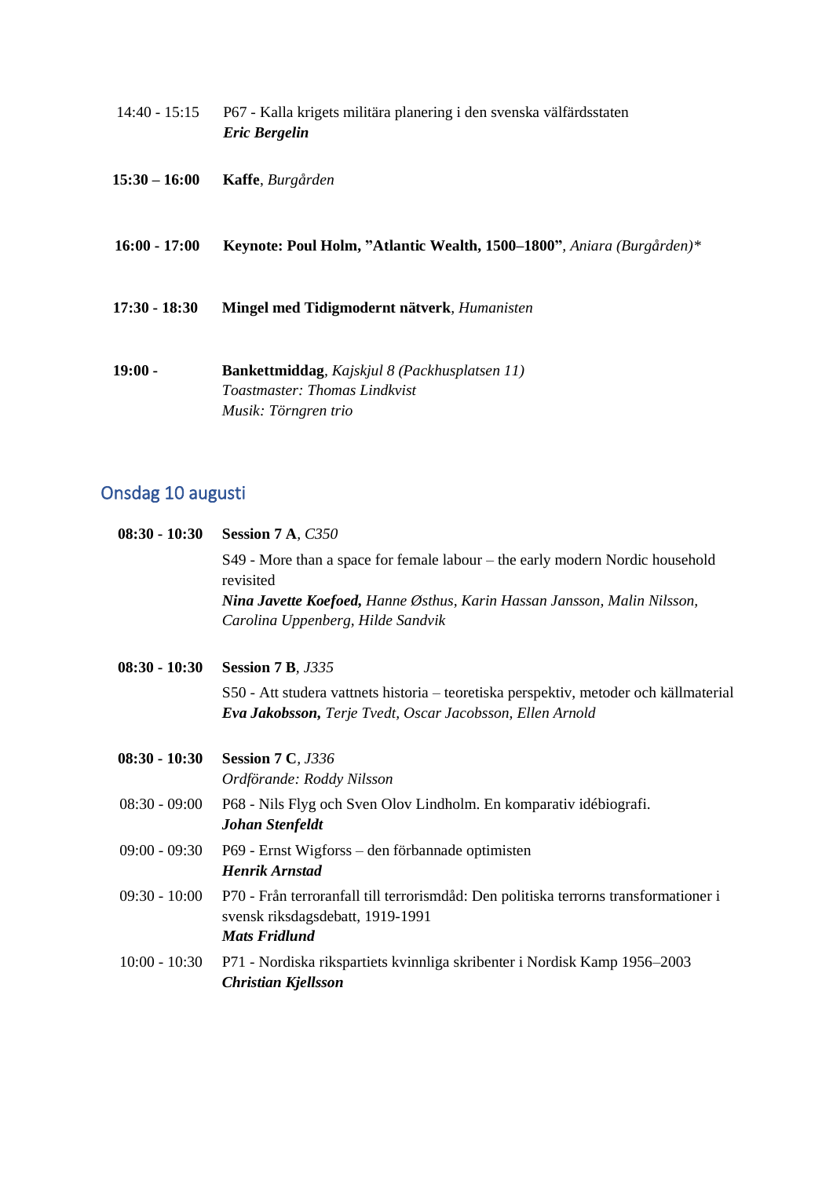14:40 - 15:15 P67 - Kalla krigets militära planering i den svenska välfärdsstaten
***Eric Bergelin***

**15:30 – 16:00** **Kaffe**, *Burgården*

**16:00 - 17:00** **Keynote: Poul Holm, ”Atlantic Wealth, 1500–1800”**, *Aniara (Burgården)**

**17:30 - 18:30** **Mingel med Tidigmodernt nätverk**, *Humanisten*

**19:00 -** **Bankettmiddag**, *Kajskjul 8 (Packhusplatsen 11)*
*Toastmaster: Thomas Lindkvist*
*Musik: Törngren trio*

## Onsdag 10 augusti

**08:30 - 10:30** **Session 7 A**, *C350*

S49 - More than a space for female labour – the early modern Nordic household revisited
***Nina Javette Koefoed,*** *Hanne Østhus, Karin Hassan Jansson, Malin Nilsson, Carolina Uppenberg, Hilde Sandvik*

**08:30 - 10:30** **Session 7 B**, *J335*

S50 - Att studera vattnets historia – teoretiska perspektiv, metoder och källmaterial
***Eva Jakobsson,*** *Terje Tvedt, Oscar Jacobsson, Ellen Arnold*

**08:30 - 10:30** **Session 7 C**, *J336*
*Ordförande: Roddy Nilsson*

08:30 - 09:00 P68 - Nils Flyg och Sven Olov Lindholm. En komparativ idébiografi.
***Johan Stenfeldt***

09:00 - 09:30 P69 - Ernst Wigforss – den förbannade optimisten
***Henrik Arnstad***

09:30 - 10:00 P70 - Från terroranfall till terrorismdåd: Den politiska terrorns transformationer i svensk riksdagsdebatt, 1919-1991
***Mats Fridlund***

10:00 - 10:30 P71 - Nordiska rikspartiets kvinnliga skribenter i Nordisk Kamp 1956–2003
***Christian Kjellsson***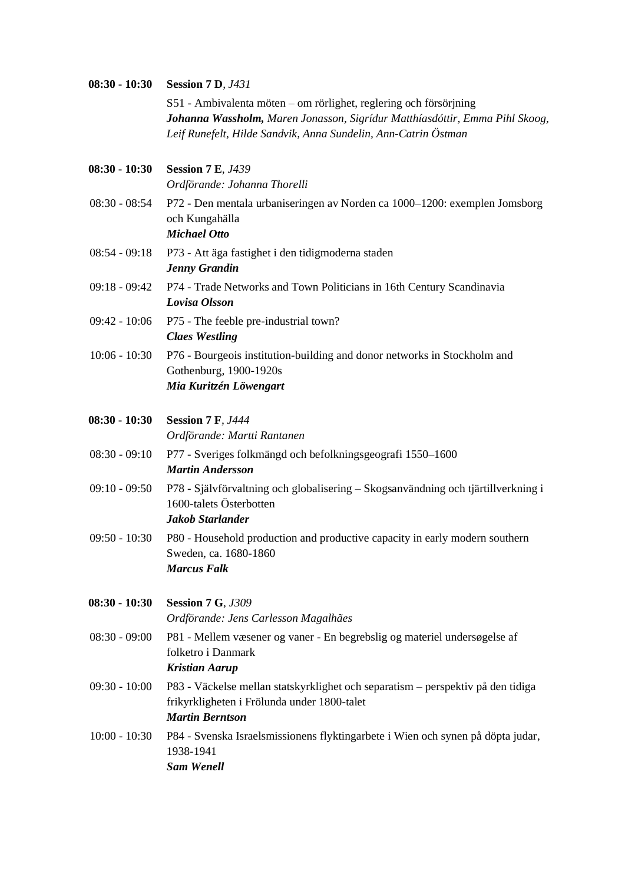**08:30 - 10:30** **Session 7 D**, *J431*

S51 - Ambivalenta möten – om rörlighet, reglering och försörjning
***Johanna Wassholm,*** *Maren Jonasson, Sigrídur Matthíasdóttir, Emma Pihl Skoog, Leif Runefelt, Hilde Sandvik, Anna Sundelin, Ann-Catrin Östman*

**08:30 - 10:30** **Session 7 E**, *J439*
*Ordförande: Johanna Thorelli*

08:30 - 08:54 P72 - Den mentala urbaniseringen av Norden ca 1000–1200: exemplen Jomsborg och Kungahälla
***Michael Otto***

08:54 - 09:18 P73 - Att äga fastighet i den tidigmoderna staden
***Jenny Grandin***

09:18 - 09:42 P74 - Trade Networks and Town Politicians in 16th Century Scandinavia
***Lovisa Olsson***

09:42 - 10:06 P75 - The feeble pre-industrial town?
***Claes Westling***

10:06 - 10:30 P76 - Bourgeois institution-building and donor networks in Stockholm and Gothenburg, 1900-1920s
***Mia Kuritzén Löwengart***

**08:30 - 10:30** **Session 7 F**, *J444*
*Ordförande: Martti Rantanen*

08:30 - 09:10 P77 - Sveriges folkmängd och befolkningsgeografi 1550–1600
***Martin Andersson***

09:10 - 09:50 P78 - Självförvaltning och globalisering – Skogsanvändning och tjärtillverkning i 1600-talets Österbotten
***Jakob Starlander***

09:50 - 10:30 P80 - Household production and productive capacity in early modern southern Sweden, ca. 1680-1860
***Marcus Falk***

**08:30 - 10:30** **Session 7 G**, *J309*
*Ordförande: Jens Carlesson Magalhães*

08:30 - 09:00 P81 - Mellem væsener og vaner - En begrebslig og materiel undersøgelse af folketro i Danmark
***Kristian Aarup***

09:30 - 10:00 P83 - Väckelse mellan statskyrklighet och separatism – perspektiv på den tidiga frikyrkligheten i Frölunda under 1800-talet
***Martin Berntson***

10:00 - 10:30 P84 - Svenska Israelsmissionens flyktingarbete i Wien och synen på döpta judar, 1938-1941
***Sam Wenell***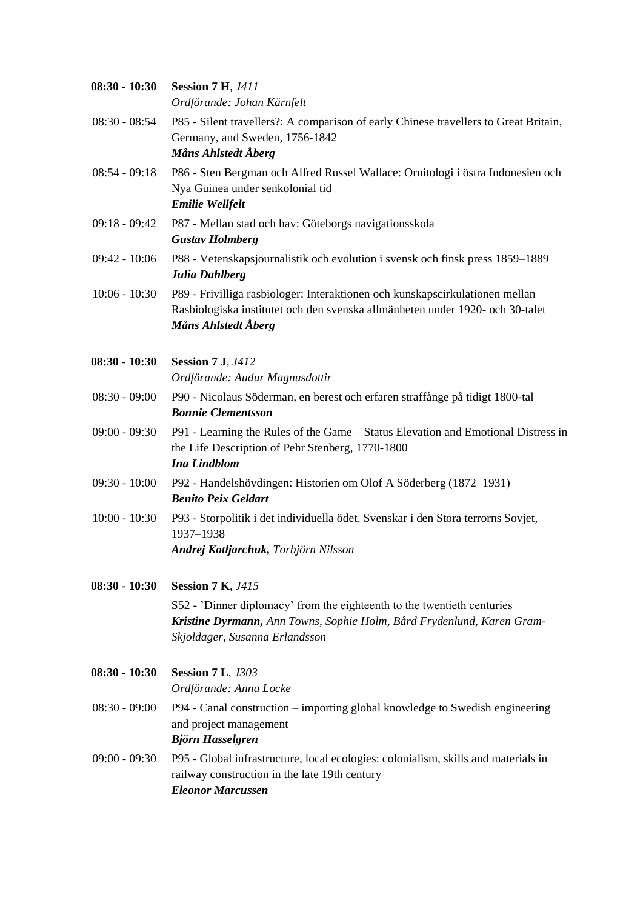**08:30 - 10:30** **Session 7 H**, *J411*
*Ordförande: Johan Kärnfelt*

08:30 - 08:54 P85 - Silent travellers?: A comparison of early Chinese travellers to Great Britain, Germany, and Sweden, 1756-1842
***Måns Ahlstedt Åberg***

08:54 - 09:18 P86 - Sten Bergman och Alfred Russel Wallace: Ornitologi i östra Indonesien och Nya Guinea under senkolonial tid
***Emilie Wellfelt***

09:18 - 09:42 P87 - Mellan stad och hav: Göteborgs navigationsskola
***Gustav Holmberg***

09:42 - 10:06 P88 - Vetenskapsjournalistik och evolution i svensk och finsk press 1859–1889
***Julia Dahlberg***

10:06 - 10:30 P89 - Frivilliga rasbiologer: Interaktionen och kunskapscirkulationen mellan Rasbiologiska institutet och den svenska allmänheten under 1920- och 30-talet
***Måns Ahlstedt Åberg***

**08:30 - 10:30** **Session 7 J**, *J412*
*Ordförande: Audur Magnusdottir*

08:30 - 09:00 P90 - Nicolaus Söderman, en berest och erfaren straffånge på tidigt 1800-tal
***Bonnie Clementsson***

09:00 - 09:30 P91 - Learning the Rules of the Game – Status Elevation and Emotional Distress in the Life Description of Pehr Stenberg, 1770-1800
***Ina Lindblom***

09:30 - 10:00 P92 - Handelshövdingen: Historien om Olof A Söderberg (1872–1931)
***Benito Peix Geldart***

10:00 - 10:30 P93 - Storpolitik i det individuella ödet. Svenskar i den Stora terrorns Sovjet, 1937–1938
***Andrej Kotljarchuk,*** *Torbjörn Nilsson*

**08:30 - 10:30** **Session 7 K**, *J415*

S52 - 'Dinner diplomacy' from the eighteenth to the twentieth centuries
***Kristine Dyrmann,*** *Ann Towns, Sophie Holm, Bård Frydenlund, Karen Gram-Skjoldager, Susanna Erlandsson*

**08:30 - 10:30** **Session 7 L**, *J303*
*Ordförande: Anna Locke*

08:30 - 09:00 P94 - Canal construction – importing global knowledge to Swedish engineering and project management
***Björn Hasselgren***

09:00 - 09:30 P95 - Global infrastructure, local ecologies: colonialism, skills and materials in railway construction in the late 19th century
***Eleonor Marcussen***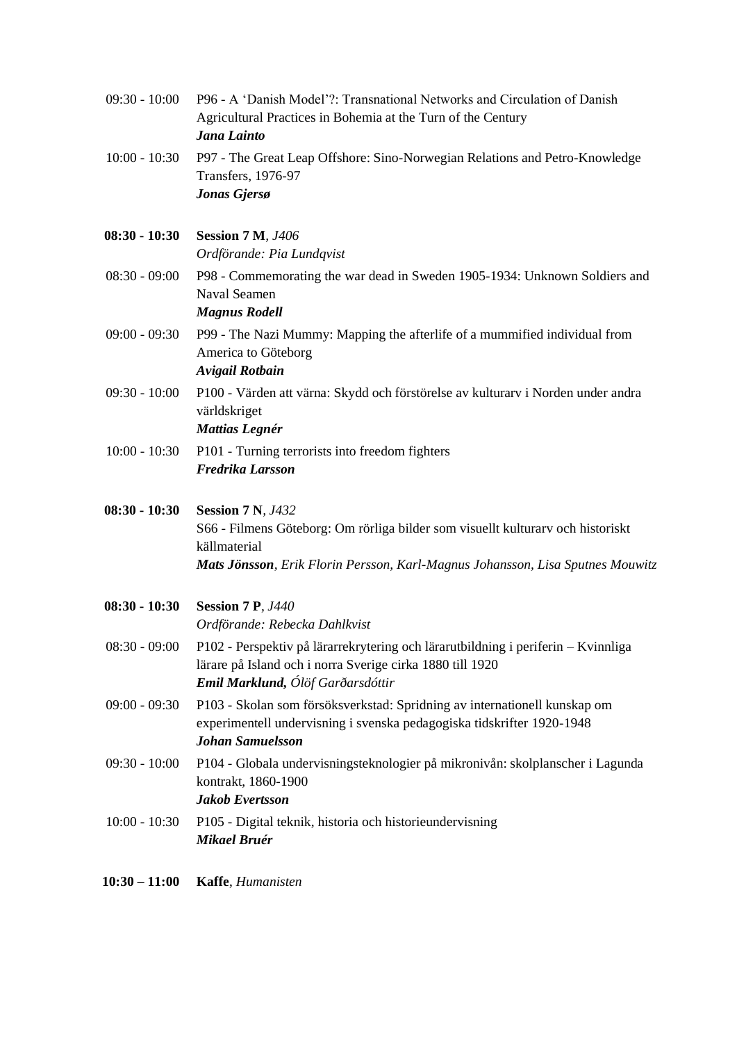09:30 - 10:00 P96 - A ‘Danish Model’?: Transnational Networks and Circulation of Danish Agricultural Practices in Bohemia at the Turn of the Century
***Jana Lainto***

10:00 - 10:30 P97 - The Great Leap Offshore: Sino-Norwegian Relations and Petro-Knowledge Transfers, 1976-97
***Jonas Gjersø***

**08:30 - 10:30** **Session 7 M**, *J406*
*Ordförande: Pia Lundqvist*

08:30 - 09:00 P98 - Commemorating the war dead in Sweden 1905-1934: Unknown Soldiers and Naval Seamen
***Magnus Rodell***

09:00 - 09:30 P99 - The Nazi Mummy: Mapping the afterlife of a mummified individual from America to Göteborg
***Avigail Rotbain***

09:30 - 10:00 P100 - Värden att värna: Skydd och förstörelse av kulturarv i Norden under andra världskriget
***Mattias Legnér***

10:00 - 10:30 P101 - Turning terrorists into freedom fighters
***Fredrika Larsson***

**08:30 - 10:30** **Session 7 N**, *J432*
S66 - Filmens Göteborg: Om rörliga bilder som visuellt kulturarv och historiskt källmaterial
***Mats Jönsson****, Erik Florin Persson, Karl-Magnus Johansson, Lisa Sputnes Mouwitz*

**08:30 - 10:30** **Session 7 P**, *J440*
*Ordförande: Rebecka Dahlkvist*

08:30 - 09:00 P102 - Perspektiv på lärarrekrytering och lärarutbildning i periferin – Kvinnliga lärare på Island och i norra Sverige cirka 1880 till 1920
***Emil Marklund,*** *Ólöf Garðarsdóttir*

09:00 - 09:30 P103 - Skolan som försöksverkstad: Spridning av internationell kunskap om experimentell undervisning i svenska pedagogiska tidskrifter 1920-1948
***Johan Samuelsson***

09:30 - 10:00 P104 - Globala undervisningsteknologier på mikronivån: skolplanscher i Lagunda kontrakt, 1860-1900
***Jakob Evertsson***

10:00 - 10:30 P105 - Digital teknik, historia och historieundervisning
***Mikael Bruér***

**10:30 – 11:00** **Kaffe**, *Humanisten*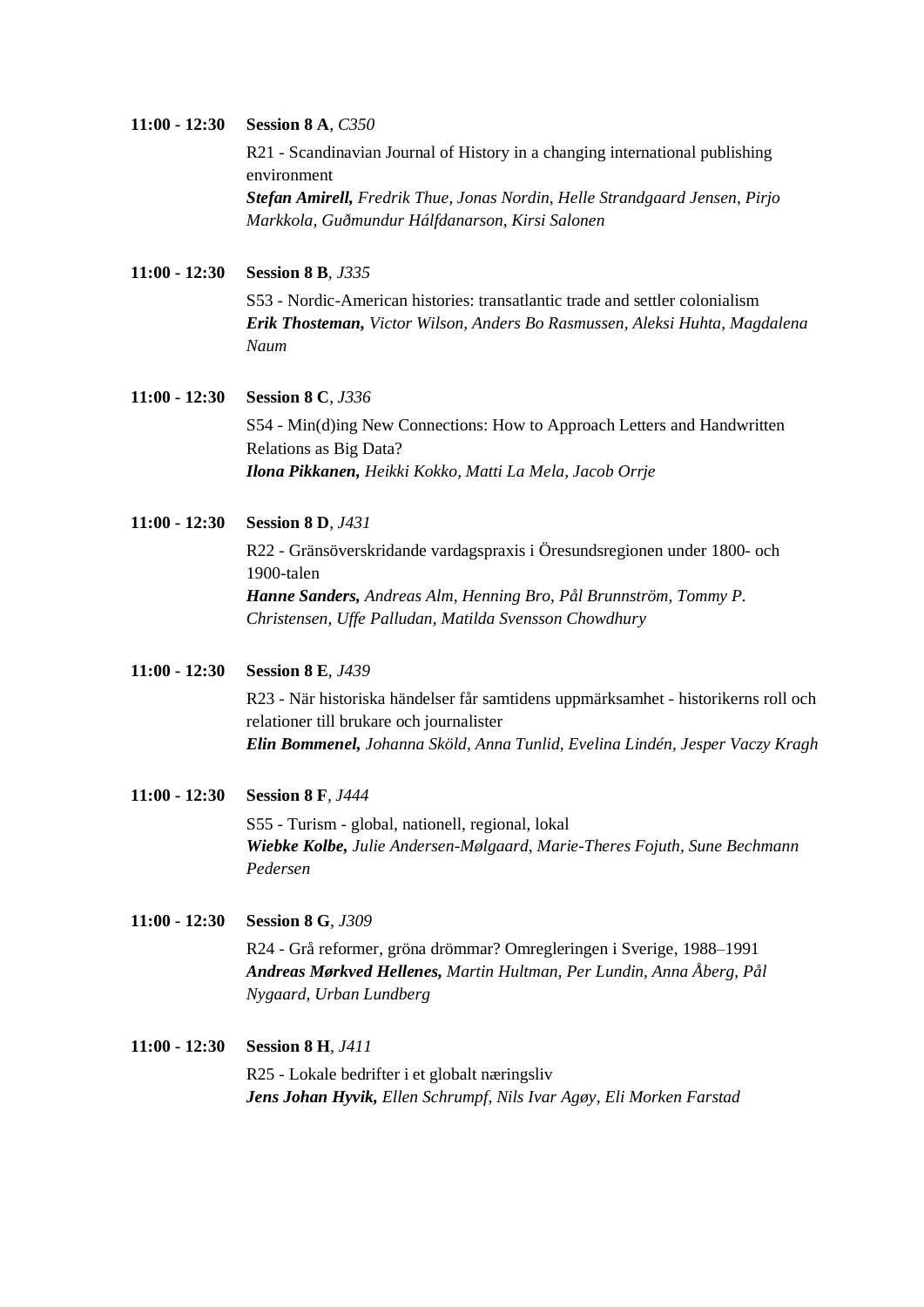**11:00 - 12:30** **Session 8 A**, *C350*

R21 - Scandinavian Journal of History in a changing international publishing environment
***Stefan Amirell,*** *Fredrik Thue, Jonas Nordin, Helle Strandgaard Jensen, Pirjo Markkola, Guðmundur Hálfdanarson, Kirsi Salonen*

**11:00 - 12:30** **Session 8 B**, *J335*

S53 - Nordic-American histories: transatlantic trade and settler colonialism
***Erik Thosteman,*** *Victor Wilson, Anders Bo Rasmussen, Aleksi Huhta, Magdalena Naum*

**11:00 - 12:30** **Session 8 C**, *J336*

S54 - Min(d)ing New Connections: How to Approach Letters and Handwritten Relations as Big Data?
***Ilona Pikkanen,*** *Heikki Kokko, Matti La Mela, Jacob Orrje*

**11:00 - 12:30** **Session 8 D**, *J431*

R22 - Gränsöverskridande vardagspraxis i Öresundsregionen under 1800- och 1900-talen
***Hanne Sanders,*** *Andreas Alm, Henning Bro, Pål Brunnström, Tommy P. Christensen, Uffe Palludan, Matilda Svensson Chowdhury*

**11:00 - 12:30** **Session 8 E**, *J439*

R23 - När historiska händelser får samtidens uppmärksamhet - historikerns roll och relationer till brukare och journalister
***Elin Bommenel,*** *Johanna Sköld, Anna Tunlid, Evelina Lindén, Jesper Vaczy Kragh*

**11:00 - 12:30** **Session 8 F**, *J444*

S55 - Turism - global, nationell, regional, lokal
***Wiebke Kolbe,*** *Julie Andersen-Mølgaard, Marie-Theres Fojuth, Sune Bechmann Pedersen*

**11:00 - 12:30** **Session 8 G**, *J309*

R24 - Grå reformer, gröna drömmar? Omregleringen i Sverige, 1988–1991
***Andreas Mørkved Hellenes,*** *Martin Hultman, Per Lundin, Anna Åberg, Pål Nygaard, Urban Lundberg*

**11:00 - 12:30** **Session 8 H**, *J411*

R25 - Lokale bedrifter i et globalt næringsliv
***Jens Johan Hyvik,*** *Ellen Schrumpf, Nils Ivar Agøy, Eli Morken Farstad*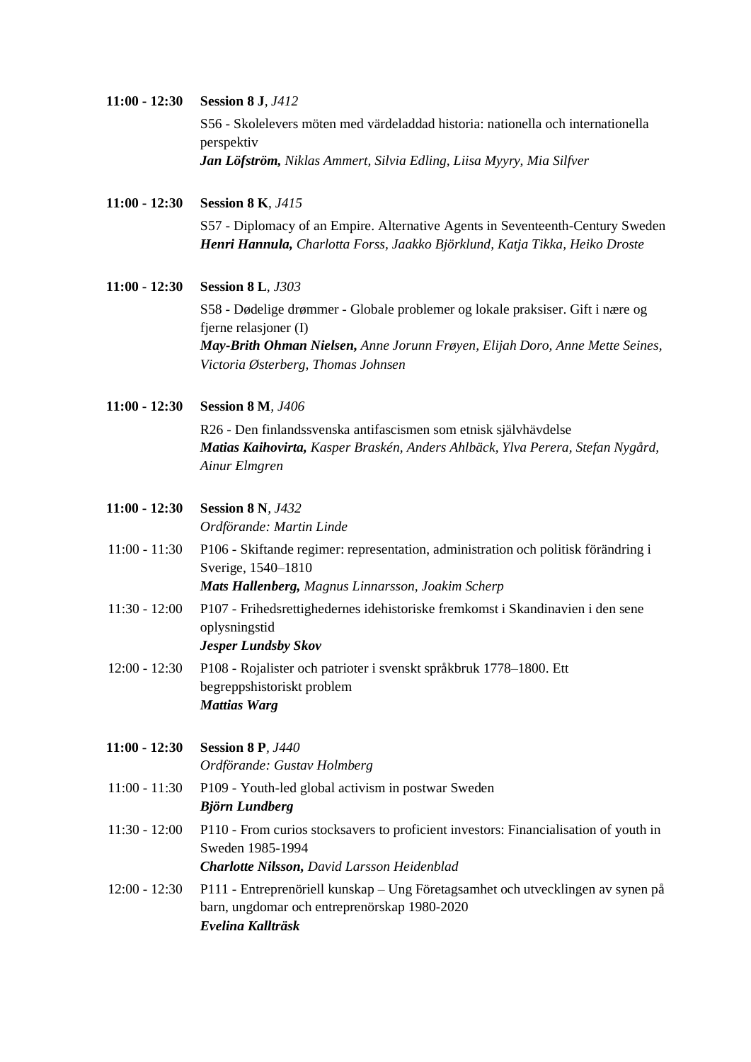**11:00 - 12:30** **Session 8 J**, *J412*

S56 - Skolelevers möten med värdeladdad historia: nationella och internationella perspektiv
***Jan Löfström,*** *Niklas Ammert, Silvia Edling, Liisa Myyry, Mia Silfver*

**11:00 - 12:30** **Session 8 K**, *J415*

S57 - Diplomacy of an Empire. Alternative Agents in Seventeenth-Century Sweden
***Henri Hannula,*** *Charlotta Forss, Jaakko Björklund, Katja Tikka, Heiko Droste*

**11:00 - 12:30** **Session 8 L**, *J303*

S58 - Dødelige drømmer - Globale problemer og lokale praksiser. Gift i nære og fjerne relasjoner (I)
***May-Brith Ohman Nielsen,*** *Anne Jorunn Frøyen, Elijah Doro, Anne Mette Seines, Victoria Østerberg, Thomas Johnsen*

**11:00 - 12:30** **Session 8 M**, *J406*

R26 - Den finlandssvenska antifascismen som etnisk självhävdelse
***Matias Kaihovirta,*** *Kasper Braskén, Anders Ahlbäck, Ylva Perera, Stefan Nygård, Ainur Elmgren*

**11:00 - 12:30** **Session 8 N**, *J432*
*Ordförande: Martin Linde*

11:00 - 11:30 P106 - Skiftande regimer: representation, administration och politisk förändring i Sverige, 1540–1810
***Mats Hallenberg,*** *Magnus Linnarsson, Joakim Scherp*

11:30 - 12:00 P107 - Frihedsrettighedernes idehistoriske fremkomst i Skandinavien i den sene oplysningstid
***Jesper Lundsby Skov***

12:00 - 12:30 P108 - Rojalister och patrioter i svenskt språkbruk 1778–1800. Ett begreppshistoriskt problem
***Mattias Warg***

**11:00 - 12:30** **Session 8 P**, *J440*
*Ordförande: Gustav Holmberg*

11:00 - 11:30 P109 - Youth-led global activism in postwar Sweden
***Björn Lundberg***

11:30 - 12:00 P110 - From curios stocksavers to proficient investors: Financialisation of youth in Sweden 1985-1994
***Charlotte Nilsson,*** *David Larsson Heidenblad*

12:00 - 12:30 P111 - Entreprenöriell kunskap – Ung Företagsamhet och utvecklingen av synen på barn, ungdomar och entreprenörskap 1980-2020
***Evelina Kallträsk***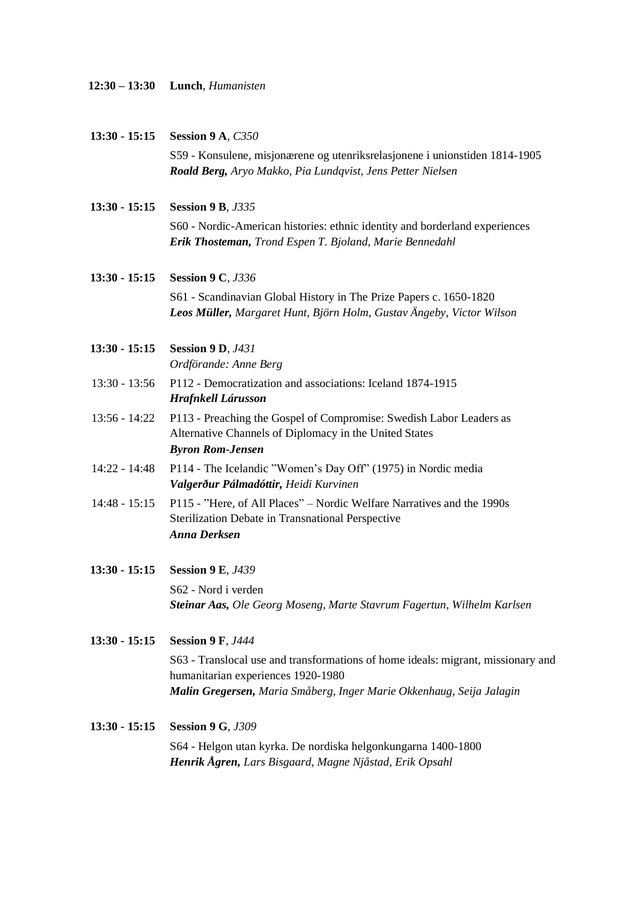**12:30 – 13:30** **Lunch**, *Humanisten*

**13:30 - 15:15** **Session 9 A**, *C350*

S59 - Konsulene, misjonærene og utenriksrelasjonene i unionstiden 1814-1905
***Roald Berg,*** *Aryo Makko, Pia Lundqvist, Jens Petter Nielsen*

**13:30 - 15:15** **Session 9 B**, *J335*

S60 - Nordic-American histories: ethnic identity and borderland experiences
***Erik Thosteman,*** *Trond Espen T. Bjoland, Marie Bennedahl*

**13:30 - 15:15** **Session 9 C**, *J336*

S61 - Scandinavian Global History in The Prize Papers c. 1650-1820
***Leos Müller,*** *Margaret Hunt, Björn Holm, Gustav Ängeby, Victor Wilson*

**13:30 - 15:15** **Session 9 D**, *J431*
*Ordförande: Anne Berg*

13:30 - 13:56 P112 - Democratization and associations: Iceland 1874-1915
***Hrafnkell Lárusson***

13:56 - 14:22 P113 - Preaching the Gospel of Compromise: Swedish Labor Leaders as Alternative Channels of Diplomacy in the United States
***Byron Rom-Jensen***

14:22 - 14:48 P114 - The Icelandic ”Women's Day Off” (1975) in Nordic media
***Valgerður Pálmadóttir,*** *Heidi Kurvinen*

14:48 - 15:15 P115 - ”Here, of All Places” – Nordic Welfare Narratives and the 1990s Sterilization Debate in Transnational Perspective
***Anna Derksen***

**13:30 - 15:15** **Session 9 E**, *J439*

S62 - Nord i verden
***Steinar Aas,*** *Ole Georg Moseng, Marte Stavrum Fagertun, Wilhelm Karlsen*

**13:30 - 15:15** **Session 9 F**, *J444*

S63 - Translocal use and transformations of home ideals: migrant, missionary and humanitarian experiences 1920-1980
***Malin Gregersen,*** *Maria Småberg, Inger Marie Okkenhaug, Seija Jalagin*

**13:30 - 15:15** **Session 9 G**, *J309*

S64 - Helgon utan kyrka. De nordiska helgonkungarna 1400-1800
***Henrik Ågren,*** *Lars Bisgaard, Magne Njåstad, Erik Opsahl*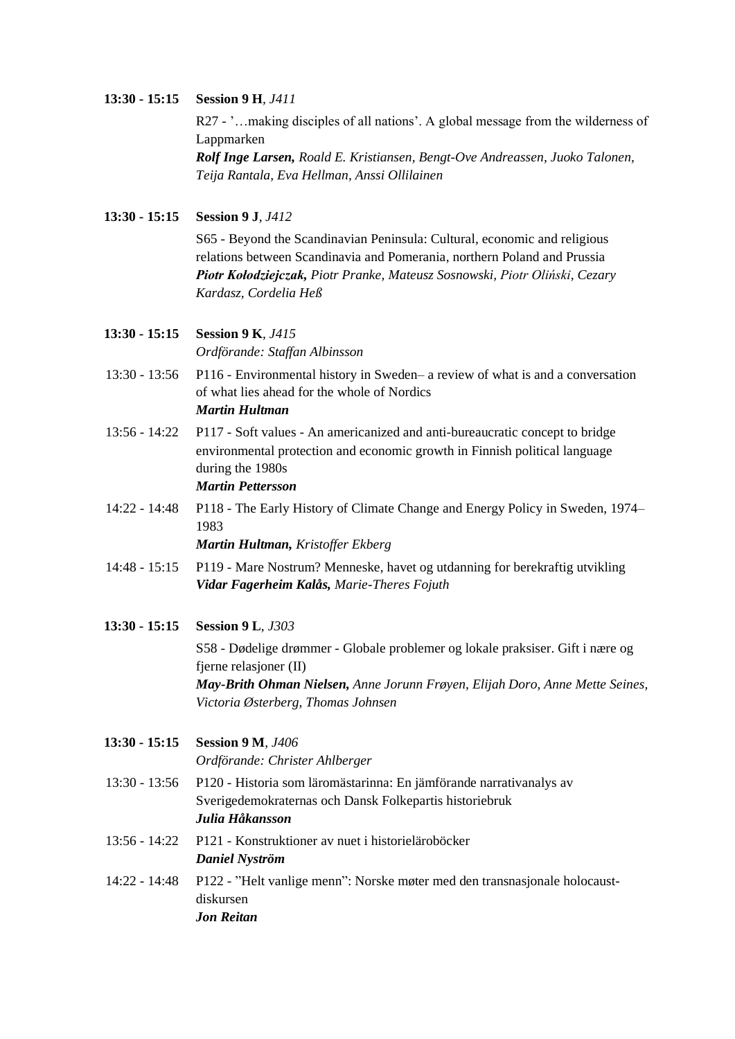**13:30 - 15:15** **Session 9 H**, *J411*

R27 - '…making disciples of all nations'. A global message from the wilderness of Lappmarken
***Rolf Inge Larsen,*** *Roald E. Kristiansen, Bengt-Ove Andreassen, Juoko Talonen, Teija Rantala, Eva Hellman, Anssi Ollilainen*

**13:30 - 15:15** **Session 9 J**, *J412*

S65 - Beyond the Scandinavian Peninsula: Cultural, economic and religious relations between Scandinavia and Pomerania, northern Poland and Prussia
***Piotr Kołodziejczak,*** *Piotr Pranke, Mateusz Sosnowski, Piotr Oliński, Cezary Kardasz, Cordelia Heß*

**13:30 - 15:15** **Session 9 K**, *J415*
*Ordförande: Staffan Albinsson*

13:30 - 13:56 P116 - Environmental history in Sweden– a review of what is and a conversation of what lies ahead for the whole of Nordics
***Martin Hultman***

13:56 - 14:22 P117 - Soft values - An americanized and anti-bureaucratic concept to bridge environmental protection and economic growth in Finnish political language during the 1980s
***Martin Pettersson***

14:22 - 14:48 P118 - The Early History of Climate Change and Energy Policy in Sweden, 1974–1983
***Martin Hultman,*** *Kristoffer Ekberg*

14:48 - 15:15 P119 - Mare Nostrum? Menneske, havet og utdanning for berekraftig utvikling
***Vidar Fagerheim Kalås,*** *Marie-Theres Fojuth*

**13:30 - 15:15** **Session 9 L**, *J303*

S58 - Dødelige drømmer - Globale problemer og lokale praksiser. Gift i nære og fjerne relasjoner (II)
***May-Brith Ohman Nielsen,*** *Anne Jorunn Frøyen, Elijah Doro, Anne Mette Seines, Victoria Østerberg, Thomas Johnsen*

**13:30 - 15:15** **Session 9 M**, *J406*
*Ordförande: Christer Ahlberger*

13:30 - 13:56 P120 - Historia som lärомästarinna: En jämförande narrativanalys av Sverigedemokraternas och Dansk Folkepartis historiebruk
***Julia Håkansson***

13:56 - 14:22 P121 - Konstruktioner av nuet i historieläroböcker
***Daniel Nyström***

14:22 - 14:48 P122 - "Helt vanlige menn": Norske møter med den transnasjonale holocaust-diskursen
***Jon Reitan***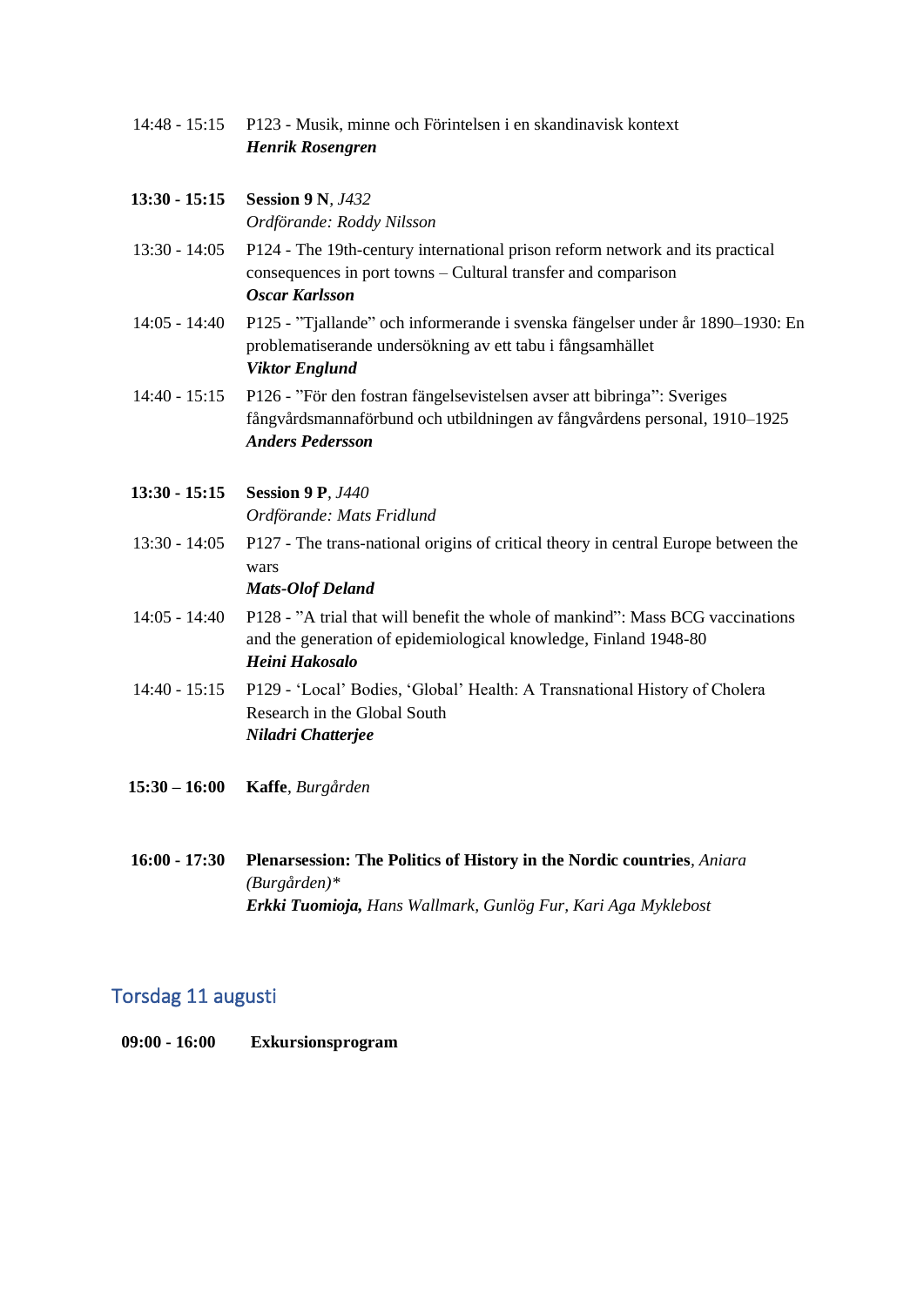| | |
|---|---|
| 14:48 - 15:15 | P123 - Musik, minne och Förintelsen i en skandinavisk kontext<br>***Henrik Rosengren*** |
| **13:30 - 15:15** | **Session 9 N**, *J432*<br>*Ordförande: Roddy Nilsson* |
| 13:30 - 14:05 | P124 - The 19th-century international prison reform network and its practical consequences in port towns – Cultural transfer and comparison<br>***Oscar Karlsson*** |
| 14:05 - 14:40 | P125 - ”Tjallande” och informerande i svenska fängelser under år 1890–1930: En problematiserande undersökning av ett tabu i fångsamhället<br>***Viktor Englund*** |
| 14:40 - 15:15 | P126 - ”För den fostran fängelsevistelsen avser att bibringa”: Sveriges fångvårdsmannaförbund och utbildningen av fångvårdens personal, 1910–1925<br>***Anders Pedersson*** |
| **13:30 - 15:15** | **Session 9 P**, *J440*<br>*Ordförande: Mats Fridlund* |
| 13:30 - 14:05 | P127 - The trans-national origins of critical theory in central Europe between the wars<br>***Mats-Olof Deland*** |
| 14:05 - 14:40 | P128 - ”A trial that will benefit the whole of mankind”: Mass BCG vaccinations and the generation of epidemiological knowledge, Finland 1948-80<br>***Heini Hakosalo*** |
| 14:40 - 15:15 | P129 - ‘Local’ Bodies, ‘Global’ Health: A Transnational History of Cholera Research in the Global South<br>***Niladri Chatterjee*** |
| **15:30 – 16:00** | **Kaffe**, *Burgården* |
| **16:00 - 17:30** | **Plenarsession: The Politics of History in the Nordic countries**, *Aniara (Burgården)**<br>***Erkki Tuomioja,*** *Hans Wallmark, Gunlög Fur, Kari Aga Myklebost* |

## Torsdag 11 augusti

| | |
|---|---|
| **09:00 - 16:00** | **Exkursionsprogram** |